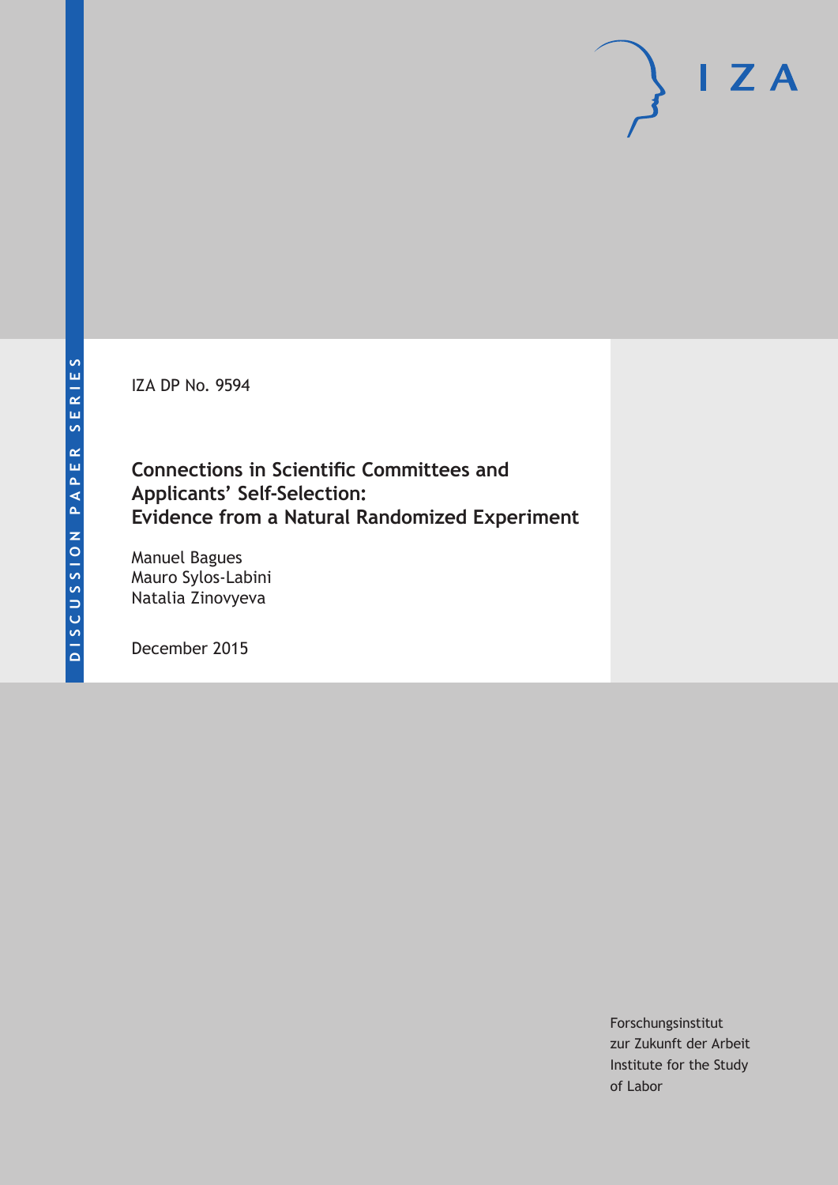DISCUSSION PAPER SERIES

IZA DP No. 9594

# Connections in Scientific Committees and Applicants' Self-Selection: Evidence from a Natural Randomized Experiment

Manuel Bagues
Mauro Sylos-Labini
Natalia Zinovyeva

December 2015

Forschungsinstitut
zur Zukunft der Arbeit
Institute for the Study
of Labor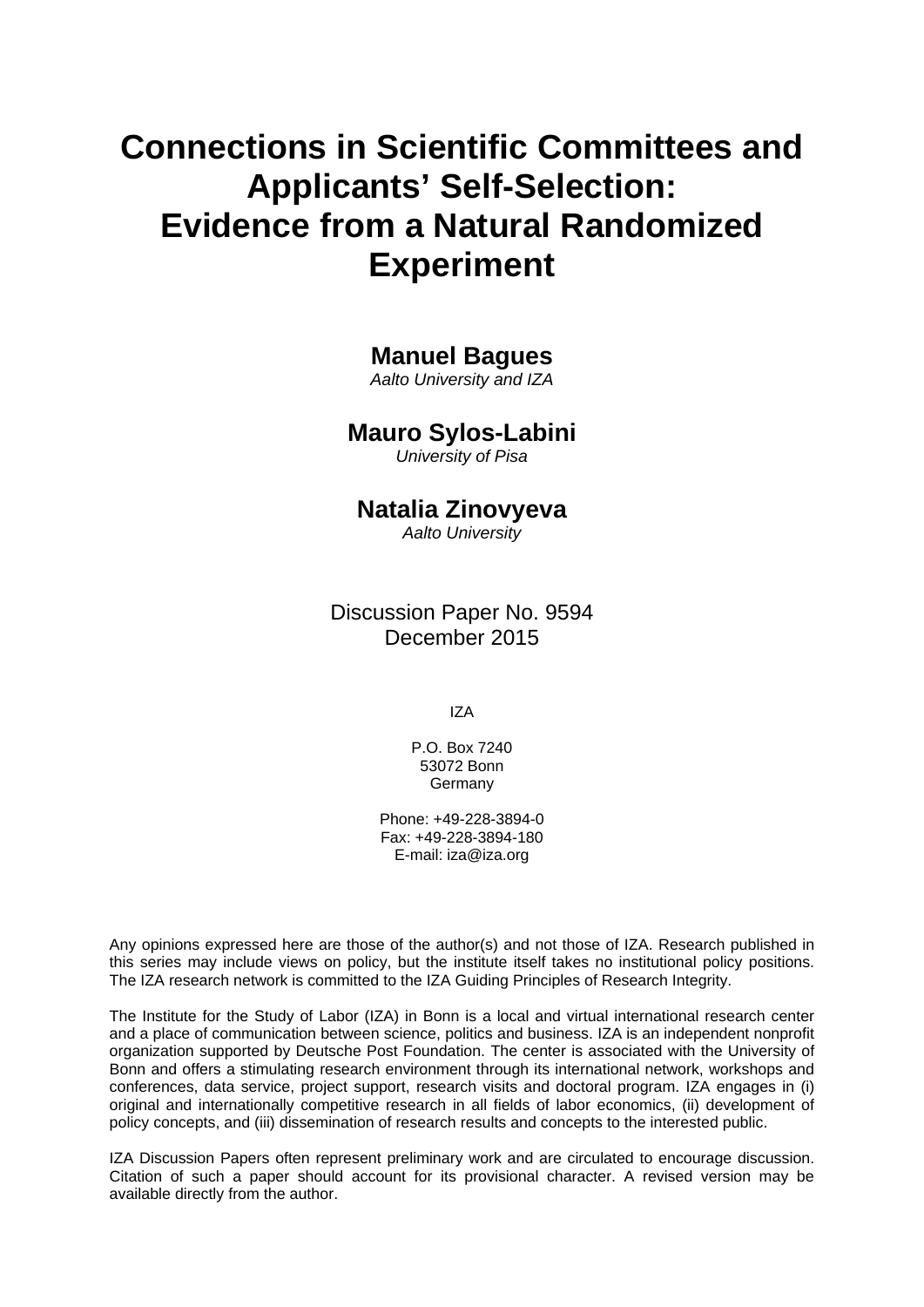# Connections in Scientific Committees and Applicants' Self-Selection: Evidence from a Natural Randomized Experiment

**Manuel Bagues**
*Aalto University and IZA*

**Mauro Sylos-Labini**
*University of Pisa*

**Natalia Zinovyeva**
*Aalto University*

Discussion Paper No. 9594
December 2015

IZA

P.O. Box 7240
53072 Bonn
Germany

Phone: +49-228-3894-0
Fax: +49-228-3894-180
E-mail: iza@iza.org

Any opinions expressed here are those of the author(s) and not those of IZA. Research published in this series may include views on policy, but the institute itself takes no institutional policy positions. The IZA research network is committed to the IZA Guiding Principles of Research Integrity.

The Institute for the Study of Labor (IZA) in Bonn is a local and virtual international research center and a place of communication between science, politics and business. IZA is an independent nonprofit organization supported by Deutsche Post Foundation. The center is associated with the University of Bonn and offers a stimulating research environment through its international network, workshops and conferences, data service, project support, research visits and doctoral program. IZA engages in (i) original and internationally competitive research in all fields of labor economics, (ii) development of policy concepts, and (iii) dissemination of research results and concepts to the interested public.

IZA Discussion Papers often represent preliminary work and are circulated to encourage discussion. Citation of such a paper should account for its provisional character. A revised version may be available directly from the author.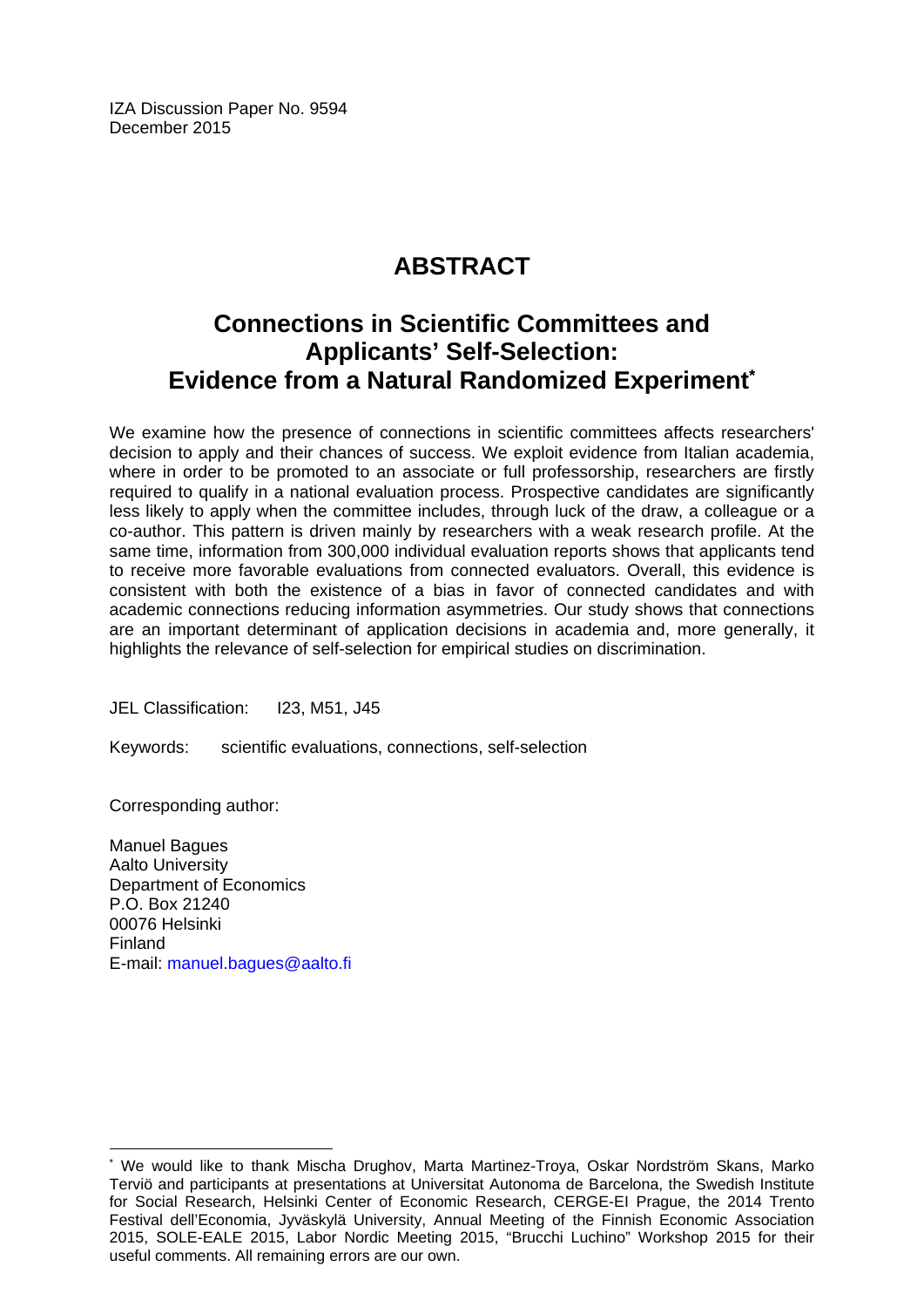IZA Discussion Paper No. 9594
December 2015

# ABSTRACT

## Connections in Scientific Committees and Applicants' Self-Selection: Evidence from a Natural Randomized Experiment*

We examine how the presence of connections in scientific committees affects researchers' decision to apply and their chances of success. We exploit evidence from Italian academia, where in order to be promoted to an associate or full professorship, researchers are firstly required to qualify in a national evaluation process. Prospective candidates are significantly less likely to apply when the committee includes, through luck of the draw, a colleague or a co-author. This pattern is driven mainly by researchers with a weak research profile. At the same time, information from 300,000 individual evaluation reports shows that applicants tend to receive more favorable evaluations from connected evaluators. Overall, this evidence is consistent with both the existence of a bias in favor of connected candidates and with academic connections reducing information asymmetries. Our study shows that connections are an important determinant of application decisions in academia and, more generally, it highlights the relevance of self-selection for empirical studies on discrimination.

JEL Classification: I23, M51, J45

Keywords: scientific evaluations, connections, self-selection

Corresponding author:

Manuel Bagues
Aalto University
Department of Economics
P.O. Box 21240
00076 Helsinki
Finland
E-mail: manuel.bagues@aalto.fi

* We would like to thank Mischa Drughov, Marta Martinez-Troya, Oskar Nordström Skans, Marko Terviö and participants at presentations at Universitat Autonoma de Barcelona, the Swedish Institute for Social Research, Helsinki Center of Economic Research, CERGE-EI Prague, the 2014 Trento Festival dell'Economia, Jyväskylä University, Annual Meeting of the Finnish Economic Association 2015, SOLE-EALE 2015, Labor Nordic Meeting 2015, "Brucchi Luchino" Workshop 2015 for their useful comments. All remaining errors are our own.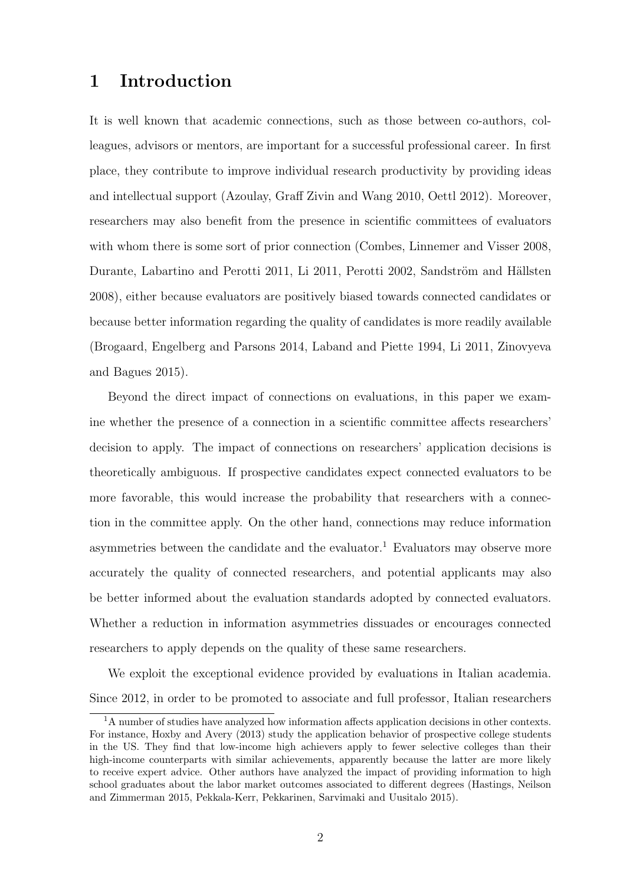# 1 Introduction

It is well known that academic connections, such as those between co-authors, colleagues, advisors or mentors, are important for a successful professional career. In first place, they contribute to improve individual research productivity by providing ideas and intellectual support (Azoulay, Graff Zivin and Wang 2010, Oettl 2012). Moreover, researchers may also benefit from the presence in scientific committees of evaluators with whom there is some sort of prior connection (Combes, Linnemer and Visser 2008, Durante, Labartino and Perotti 2011, Li 2011, Perotti 2002, Sandström and Hällsten 2008), either because evaluators are positively biased towards connected candidates or because better information regarding the quality of candidates is more readily available (Brogaard, Engelberg and Parsons 2014, Laband and Piette 1994, Li 2011, Zinovyeva and Bagues 2015).

Beyond the direct impact of connections on evaluations, in this paper we examine whether the presence of a connection in a scientific committee affects researchers' decision to apply. The impact of connections on researchers' application decisions is theoretically ambiguous. If prospective candidates expect connected evaluators to be more favorable, this would increase the probability that researchers with a connection in the committee apply. On the other hand, connections may reduce information asymmetries between the candidate and the evaluator.[1] Evaluators may observe more accurately the quality of connected researchers, and potential applicants may also be better informed about the evaluation standards adopted by connected evaluators. Whether a reduction in information asymmetries dissuades or encourages connected researchers to apply depends on the quality of these same researchers.

We exploit the exceptional evidence provided by evaluations in Italian academia. Since 2012, in order to be promoted to associate and full professor, Italian researchers

[1] A number of studies have analyzed how information affects application decisions in other contexts. For instance, Hoxby and Avery (2013) study the application behavior of prospective college students in the US. They find that low-income high achievers apply to fewer selective colleges than their high-income counterparts with similar achievements, apparently because the latter are more likely to receive expert advice. Other authors have analyzed the impact of providing information to high school graduates about the labor market outcomes associated to different degrees (Hastings, Neilson and Zimmerman 2015, Pekkala-Kerr, Pekkarinen, Sarvimaki and Uusitalo 2015).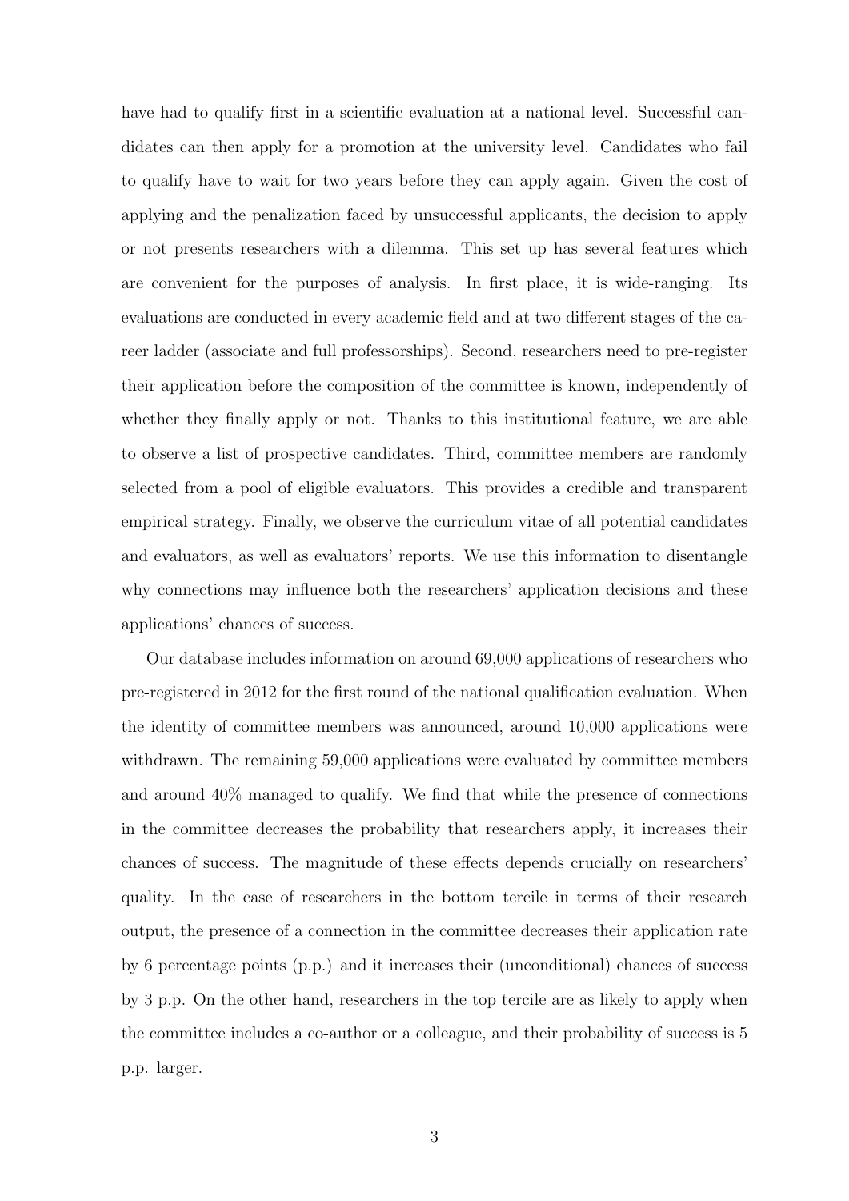have had to qualify first in a scientific evaluation at a national level. Successful candidates can then apply for a promotion at the university level. Candidates who fail to qualify have to wait for two years before they can apply again. Given the cost of applying and the penalization faced by unsuccessful applicants, the decision to apply or not presents researchers with a dilemma. This set up has several features which are convenient for the purposes of analysis. In first place, it is wide-ranging. Its evaluations are conducted in every academic field and at two different stages of the career ladder (associate and full professorships). Second, researchers need to pre-register their application before the composition of the committee is known, independently of whether they finally apply or not. Thanks to this institutional feature, we are able to observe a list of prospective candidates. Third, committee members are randomly selected from a pool of eligible evaluators. This provides a credible and transparent empirical strategy. Finally, we observe the curriculum vitae of all potential candidates and evaluators, as well as evaluators' reports. We use this information to disentangle why connections may influence both the researchers' application decisions and these applications' chances of success.

Our database includes information on around 69,000 applications of researchers who pre-registered in 2012 for the first round of the national qualification evaluation. When the identity of committee members was announced, around 10,000 applications were withdrawn. The remaining 59,000 applications were evaluated by committee members and around 40% managed to qualify. We find that while the presence of connections in the committee decreases the probability that researchers apply, it increases their chances of success. The magnitude of these effects depends crucially on researchers' quality. In the case of researchers in the bottom tercile in terms of their research output, the presence of a connection in the committee decreases their application rate by 6 percentage points (p.p.) and it increases their (unconditional) chances of success by 3 p.p. On the other hand, researchers in the top tercile are as likely to apply when the committee includes a co-author or a colleague, and their probability of success is 5 p.p. larger.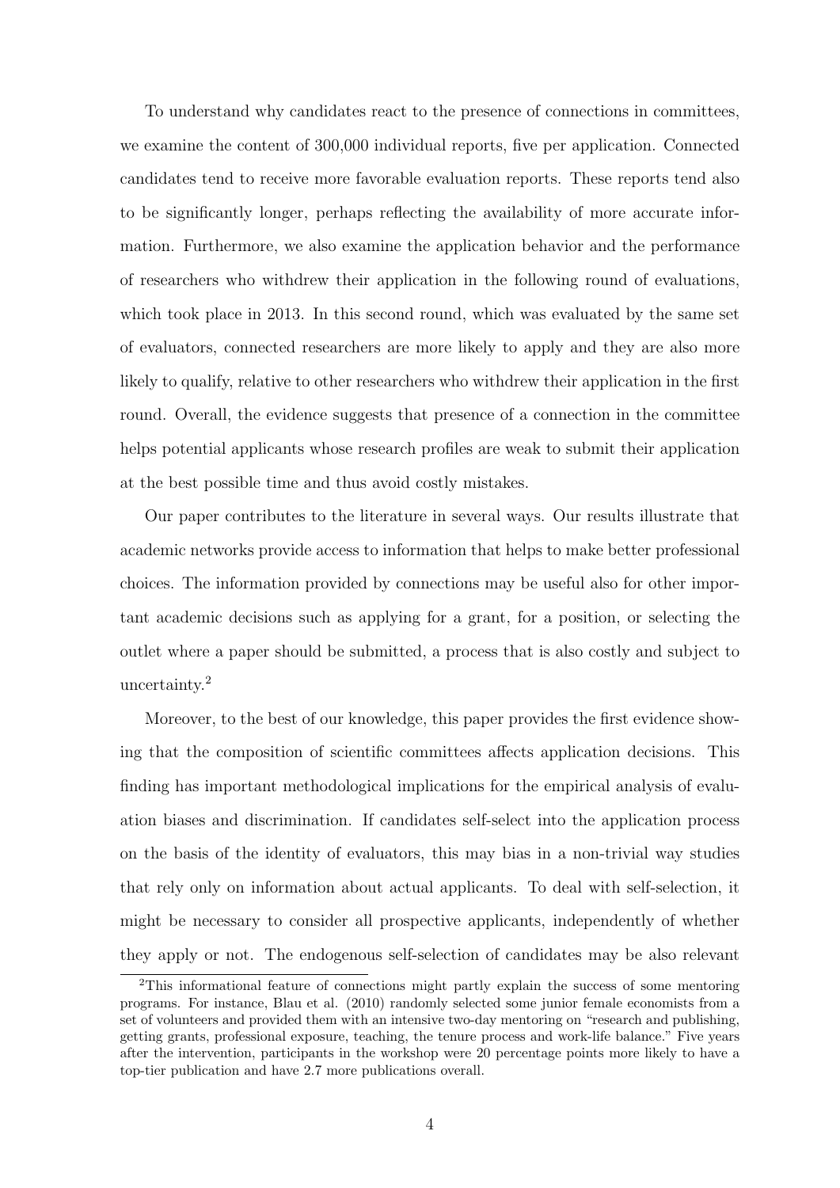To understand why candidates react to the presence of connections in committees, we examine the content of 300,000 individual reports, five per application. Connected candidates tend to receive more favorable evaluation reports. These reports tend also to be significantly longer, perhaps reflecting the availability of more accurate information. Furthermore, we also examine the application behavior and the performance of researchers who withdrew their application in the following round of evaluations, which took place in 2013. In this second round, which was evaluated by the same set of evaluators, connected researchers are more likely to apply and they are also more likely to qualify, relative to other researchers who withdrew their application in the first round. Overall, the evidence suggests that presence of a connection in the committee helps potential applicants whose research profiles are weak to submit their application at the best possible time and thus avoid costly mistakes.

Our paper contributes to the literature in several ways. Our results illustrate that academic networks provide access to information that helps to make better professional choices. The information provided by connections may be useful also for other important academic decisions such as applying for a grant, for a position, or selecting the outlet where a paper should be submitted, a process that is also costly and subject to uncertainty.[2]

Moreover, to the best of our knowledge, this paper provides the first evidence showing that the composition of scientific committees affects application decisions. This finding has important methodological implications for the empirical analysis of evaluation biases and discrimination. If candidates self-select into the application process on the basis of the identity of evaluators, this may bias in a non-trivial way studies that rely only on information about actual applicants. To deal with self-selection, it might be necessary to consider all prospective applicants, independently of whether they apply or not. The endogenous self-selection of candidates may be also relevant

[2]This informational feature of connections might partly explain the success of some mentoring programs. For instance, Blau et al. (2010) randomly selected some junior female economists from a set of volunteers and provided them with an intensive two-day mentoring on "research and publishing, getting grants, professional exposure, teaching, the tenure process and work-life balance." Five years after the intervention, participants in the workshop were 20 percentage points more likely to have a top-tier publication and have 2.7 more publications overall.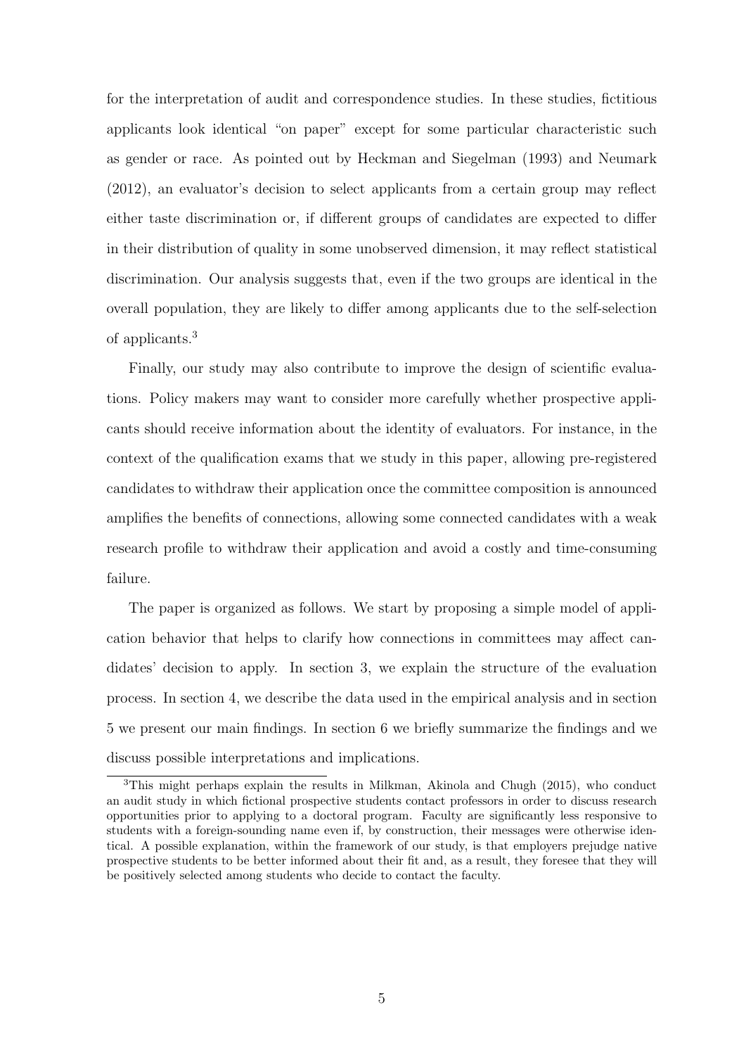for the interpretation of audit and correspondence studies. In these studies, fictitious applicants look identical "on paper" except for some particular characteristic such as gender or race. As pointed out by Heckman and Siegelman (1993) and Neumark (2012), an evaluator's decision to select applicants from a certain group may reflect either taste discrimination or, if different groups of candidates are expected to differ in their distribution of quality in some unobserved dimension, it may reflect statistical discrimination. Our analysis suggests that, even if the two groups are identical in the overall population, they are likely to differ among applicants due to the self-selection of applicants.[3]

Finally, our study may also contribute to improve the design of scientific evaluations. Policy makers may want to consider more carefully whether prospective applicants should receive information about the identity of evaluators. For instance, in the context of the qualification exams that we study in this paper, allowing pre-registered candidates to withdraw their application once the committee composition is announced amplifies the benefits of connections, allowing some connected candidates with a weak research profile to withdraw their application and avoid a costly and time-consuming failure.

The paper is organized as follows. We start by proposing a simple model of application behavior that helps to clarify how connections in committees may affect candidates' decision to apply. In section 3, we explain the structure of the evaluation process. In section 4, we describe the data used in the empirical analysis and in section 5 we present our main findings. In section 6 we briefly summarize the findings and we discuss possible interpretations and implications.

[3]This might perhaps explain the results in Milkman, Akinola and Chugh (2015), who conduct an audit study in which fictional prospective students contact professors in order to discuss research opportunities prior to applying to a doctoral program. Faculty are significantly less responsive to students with a foreign-sounding name even if, by construction, their messages were otherwise identical. A possible explanation, within the framework of our study, is that employers prejudge native prospective students to be better informed about their fit and, as a result, they foresee that they will be positively selected among students who decide to contact the faculty.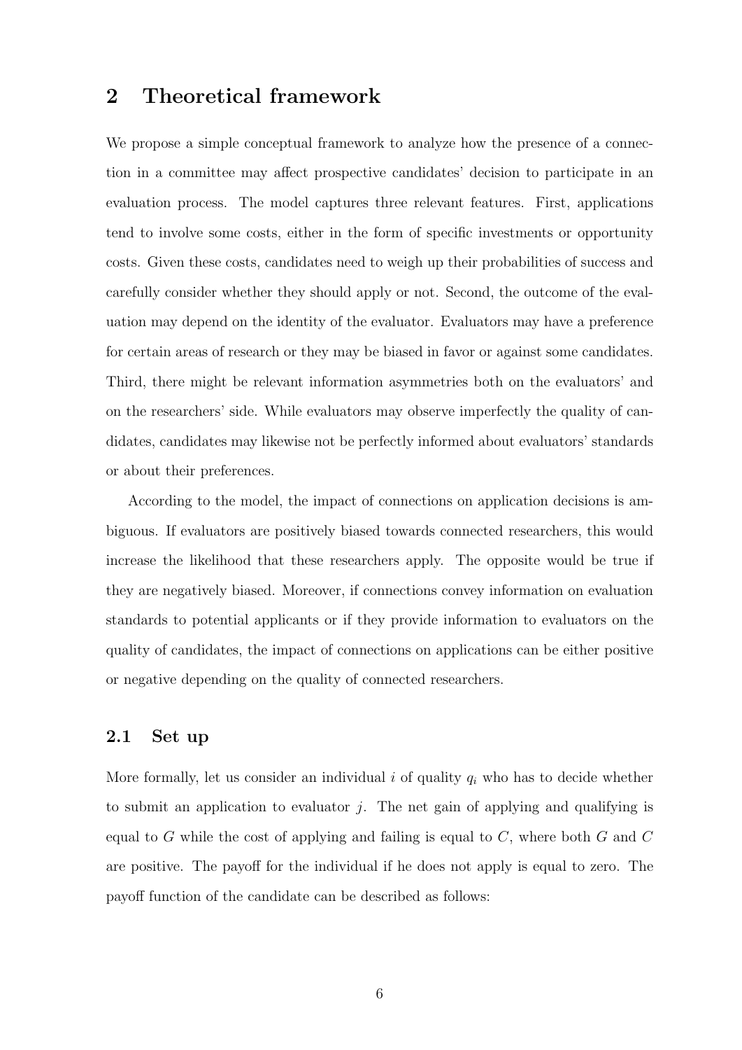## 2 Theoretical framework

We propose a simple conceptual framework to analyze how the presence of a connection in a committee may affect prospective candidates' decision to participate in an evaluation process. The model captures three relevant features. First, applications tend to involve some costs, either in the form of specific investments or opportunity costs. Given these costs, candidates need to weigh up their probabilities of success and carefully consider whether they should apply or not. Second, the outcome of the evaluation may depend on the identity of the evaluator. Evaluators may have a preference for certain areas of research or they may be biased in favor or against some candidates. Third, there might be relevant information asymmetries both on the evaluators' and on the researchers' side. While evaluators may observe imperfectly the quality of candidates, candidates may likewise not be perfectly informed about evaluators' standards or about their preferences.

According to the model, the impact of connections on application decisions is ambiguous. If evaluators are positively biased towards connected researchers, this would increase the likelihood that these researchers apply. The opposite would be true if they are negatively biased. Moreover, if connections convey information on evaluation standards to potential applicants or if they provide information to evaluators on the quality of candidates, the impact of connections on applications can be either positive or negative depending on the quality of connected researchers.

### 2.1 Set up

More formally, let us consider an individual $i$ of quality $q_i$ who has to decide whether to submit an application to evaluator $j$. The net gain of applying and qualifying is equal to $G$ while the cost of applying and failing is equal to $C$, where both $G$ and $C$ are positive. The payoff for the individual if he does not apply is equal to zero. The payoff function of the candidate can be described as follows: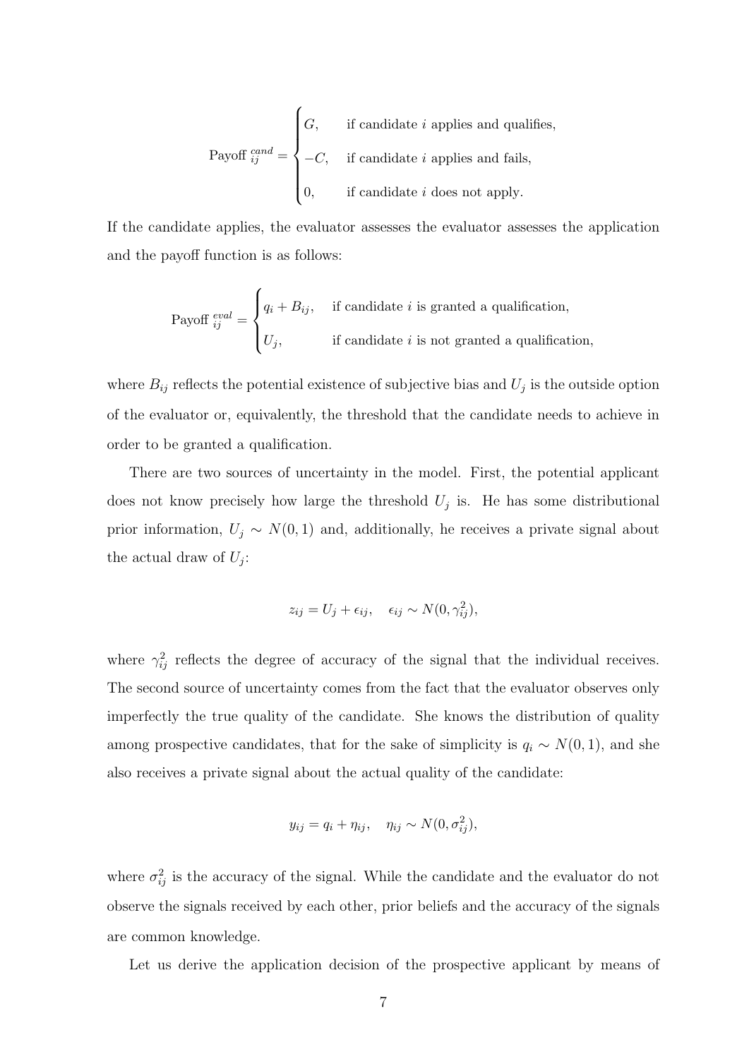$$
\text{Payoff}_{ij}^{cand} = \begin{cases} G, & \text{if candidate } i \text{ applies and qualifies,} \\ -C, & \text{if candidate } i \text{ applies and fails,} \\ 0, & \text{if candidate } i \text{ does not apply.} \end{cases}
$$

If the candidate applies, the evaluator assesses the evaluator assesses the application and the payoff function is as follows:

$$
\text{Payoff}_{ij}^{eval} = \begin{cases} q_i + B_{ij}, & \text{if candidate } i \text{ is granted a qualification,} \\ U_j, & \text{if candidate } i \text{ is not granted a qualification,} \end{cases}
$$

where $B_{ij}$ reflects the potential existence of subjective bias and $U_j$ is the outside option of the evaluator or, equivalently, the threshold that the candidate needs to achieve in order to be granted a qualification.

There are two sources of uncertainty in the model. First, the potential applicant does not know precisely how large the threshold $U_j$ is. He has some distributional prior information, $U_j \sim N(0, 1)$ and, additionally, he receives a private signal about the actual draw of $U_j$:

$$
z_{ij} = U_j + \epsilon_{ij}, \quad \epsilon_{ij} \sim N(0, \gamma_{ij}^2),
$$

where $\gamma_{ij}^2$ reflects the degree of accuracy of the signal that the individual receives. The second source of uncertainty comes from the fact that the evaluator observes only imperfectly the true quality of the candidate. She knows the distribution of quality among prospective candidates, that for the sake of simplicity is $q_i \sim N(0, 1)$, and she also receives a private signal about the actual quality of the candidate:

$$
y_{ij} = q_i + \eta_{ij}, \quad \eta_{ij} \sim N(0, \sigma_{ij}^2),
$$

where $\sigma_{ij}^2$ is the accuracy of the signal. While the candidate and the evaluator do not observe the signals received by each other, prior beliefs and the accuracy of the signals are common knowledge.

Let us derive the application decision of the prospective applicant by means of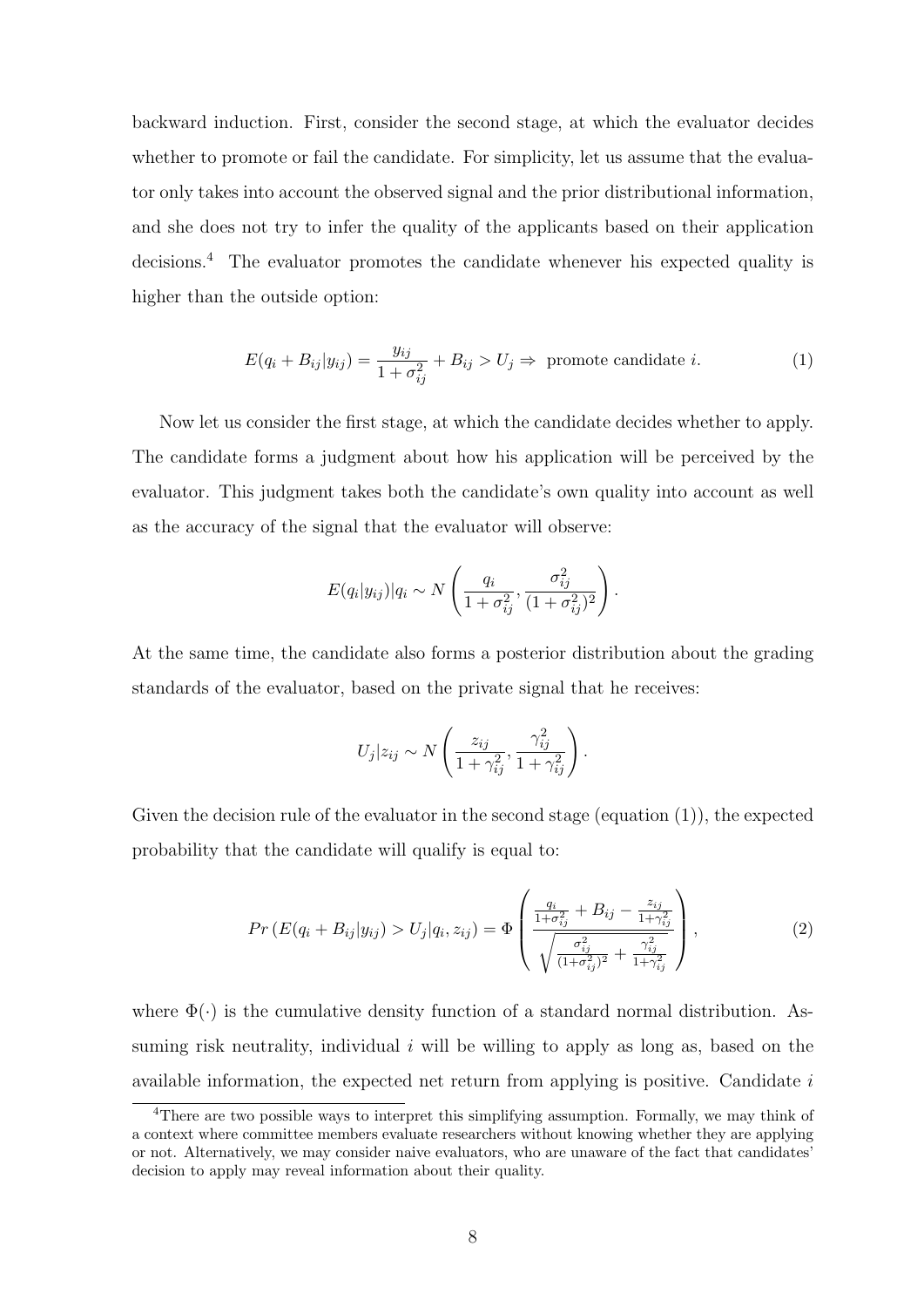backward induction. First, consider the second stage, at which the evaluator decides whether to promote or fail the candidate. For simplicity, let us assume that the evaluator only takes into account the observed signal and the prior distributional information, and she does not try to infer the quality of the applicants based on their application decisions.[4] The evaluator promotes the candidate whenever his expected quality is higher than the outside option:

$$E(q_i + B_{ij}|y_{ij}) = \frac{y_{ij}}{1+\sigma_{ij}^2} + B_{ij} > U_j \Rightarrow \text{ promote candidate } i. \tag{1}$$

Now let us consider the first stage, at which the candidate decides whether to apply. The candidate forms a judgment about how his application will be perceived by the evaluator. This judgment takes both the candidate's own quality into account as well as the accuracy of the signal that the evaluator will observe:

$$E(q_i|y_{ij})|q_i \sim N\left(\frac{q_i}{1+\sigma_{ij}^2}, \frac{\sigma_{ij}^2}{(1+\sigma_{ij}^2)^2}\right).$$

At the same time, the candidate also forms a posterior distribution about the grading standards of the evaluator, based on the private signal that he receives:

$$U_j|z_{ij} \sim N\left(\frac{z_{ij}}{1+\gamma_{ij}^2}, \frac{\gamma_{ij}^2}{1+\gamma_{ij}^2}\right).$$

Given the decision rule of the evaluator in the second stage (equation (1)), the expected probability that the candidate will qualify is equal to:

$$Pr\left(E(q_i + B_{ij}|y_{ij}) > U_j|q_i, z_{ij}\right) = \Phi\left(\frac{\frac{q_i}{1+\sigma_{ij}^2} + B_{ij} - \frac{z_{ij}}{1+\gamma_{ij}^2}}{\sqrt{\frac{\sigma_{ij}^2}{(1+\sigma_{ij}^2)^2} + \frac{\gamma_{ij}^2}{1+\gamma_{ij}^2}}}\right), \tag{2}$$

where $\Phi(\cdot)$ is the cumulative density function of a standard normal distribution. Assuming risk neutrality, individual $i$ will be willing to apply as long as, based on the available information, the expected net return from applying is positive. Candidate $i$

[4] There are two possible ways to interpret this simplifying assumption. Formally, we may think of a context where committee members evaluate researchers without knowing whether they are applying or not. Alternatively, we may consider naive evaluators, who are unaware of the fact that candidates' decision to apply may reveal information about their quality.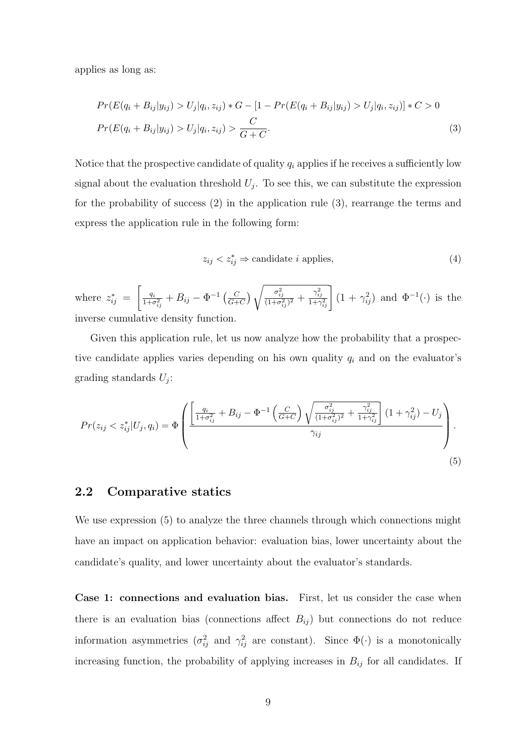applies as long as:

$$
\begin{aligned}
&Pr(E(q_i + B_{ij}|y_{ij}) > U_j|q_i, z_{ij}) * G - [1 - Pr(E(q_i + B_{ij}|y_{ij}) > U_j|q_i, z_{ij})] * C > 0 \\
&Pr(E(q_i + B_{ij}|y_{ij}) > U_j|q_i, z_{ij}) > \frac{C}{G + C}.
\end{aligned}
\tag{3}
$$

Notice that the prospective candidate of quality $q_i$ applies if he receives a sufficiently low signal about the evaluation threshold $U_j$. To see this, we can substitute the expression for the probability of success (2) in the application rule (3), rearrange the terms and express the application rule in the following form:

$$
z_{ij} < z_{ij}^* \Rightarrow \text{candidate } i \text{ applies,} \tag{4}
$$

where $z_{ij}^* = \left[\frac{q_i}{1+\sigma_{ij}^2} + B_{ij} - \Phi^{-1}\left(\frac{C}{G+C}\right)\sqrt{\frac{\sigma_{ij}^2}{(1+\sigma_{ij}^2)^2} + \frac{\gamma_{ij}^2}{1+\gamma_{ij}^2}}\right](1+\gamma_{ij}^2)$ and $\Phi^{-1}(\cdot)$ is the inverse cumulative density function.

Given this application rule, let us now analyze how the probability that a prospective candidate applies varies depending on his own quality $q_i$ and on the evaluator's grading standards $U_j$:

$$
Pr(z_{ij} < z_{ij}^*|U_j, q_i) = \Phi\left(\frac{\left[\frac{q_i}{1+\sigma_{ij}^2} + B_{ij} - \Phi^{-1}\left(\frac{C}{G+C}\right)\sqrt{\frac{\sigma_{ij}^2}{(1+\sigma_{ij}^2)^2} + \frac{\gamma_{ij}^2}{1+\gamma_{ij}^2}}\right](1+\gamma_{ij}^2) - U_j}{\gamma_{ij}}\right). \tag{5}
$$

## 2.2 Comparative statics

We use expression (5) to analyze the three channels through which connections might have an impact on application behavior: evaluation bias, lower uncertainty about the candidate's quality, and lower uncertainty about the evaluator's standards.

**Case 1: connections and evaluation bias.** First, let us consider the case when there is an evaluation bias (connections affect $B_{ij}$) but connections do not reduce information asymmetries ($\sigma_{ij}^2$ and $\gamma_{ij}^2$ are constant). Since $\Phi(\cdot)$ is a monotonically increasing function, the probability of applying increases in $B_{ij}$ for all candidates. If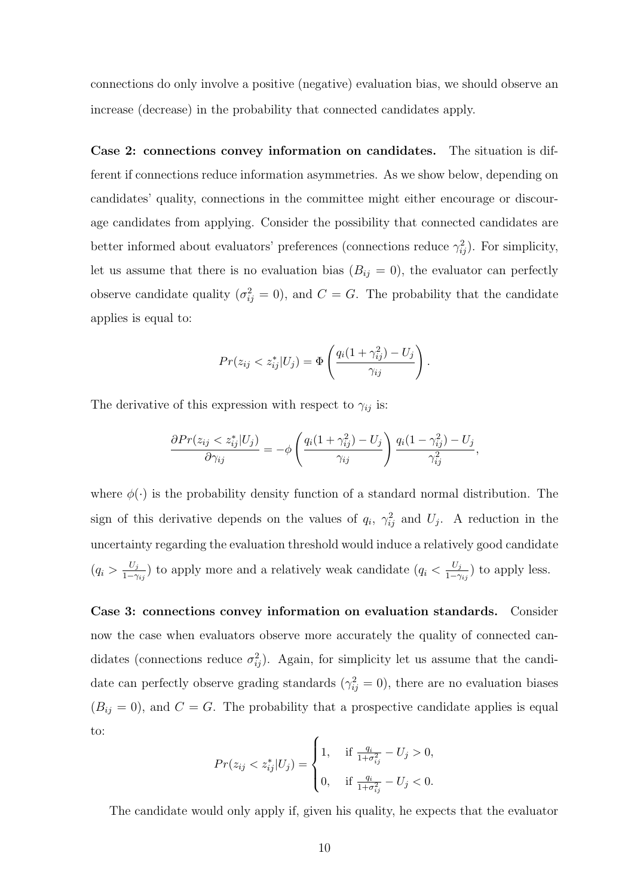connections do only involve a positive (negative) evaluation bias, we should observe an increase (decrease) in the probability that connected candidates apply.

**Case 2: connections convey information on candidates.** The situation is different if connections reduce information asymmetries. As we show below, depending on candidates' quality, connections in the committee might either encourage or discourage candidates from applying. Consider the possibility that connected candidates are better informed about evaluators' preferences (connections reduce $\gamma_{ij}^2$). For simplicity, let us assume that there is no evaluation bias ($B_{ij} = 0$), the evaluator can perfectly observe candidate quality ($\sigma_{ij}^2 = 0$), and $C = G$. The probability that the candidate applies is equal to:

$$Pr(z_{ij} < z_{ij}^* | U_j) = \Phi\left(\frac{q_i(1 + \gamma_{ij}^2) - U_j}{\gamma_{ij}}\right).$$

The derivative of this expression with respect to $\gamma_{ij}$ is:

$$\frac{\partial Pr(z_{ij} < z_{ij}^* | U_j)}{\partial \gamma_{ij}} = -\phi\left(\frac{q_i(1 + \gamma_{ij}^2) - U_j}{\gamma_{ij}}\right) \frac{q_i(1 - \gamma_{ij}^2) - U_j}{\gamma_{ij}^2},$$

where $\phi(\cdot)$ is the probability density function of a standard normal distribution. The sign of this derivative depends on the values of $q_i$, $\gamma_{ij}^2$ and $U_j$. A reduction in the uncertainty regarding the evaluation threshold would induce a relatively good candidate ($q_i > \frac{U_j}{1-\gamma_{ij}}$) to apply more and a relatively weak candidate ($q_i < \frac{U_j}{1-\gamma_{ij}}$) to apply less.

**Case 3: connections convey information on evaluation standards.** Consider now the case when evaluators observe more accurately the quality of connected candidates (connections reduce $\sigma_{ij}^2$). Again, for simplicity let us assume that the candidate can perfectly observe grading standards ($\gamma_{ij}^2 = 0$), there are no evaluation biases ($B_{ij} = 0$), and $C = G$. The probability that a prospective candidate applies is equal to:

$$Pr(z_{ij} < z_{ij}^* | U_j) = \begin{cases} 1, & \text{if } \frac{q_i}{1+\sigma_{ij}^2} - U_j > 0, \\ 0, & \text{if } \frac{q_i}{1+\sigma_{ij}^2} - U_j < 0. \end{cases}$$

The candidate would only apply if, given his quality, he expects that the evaluator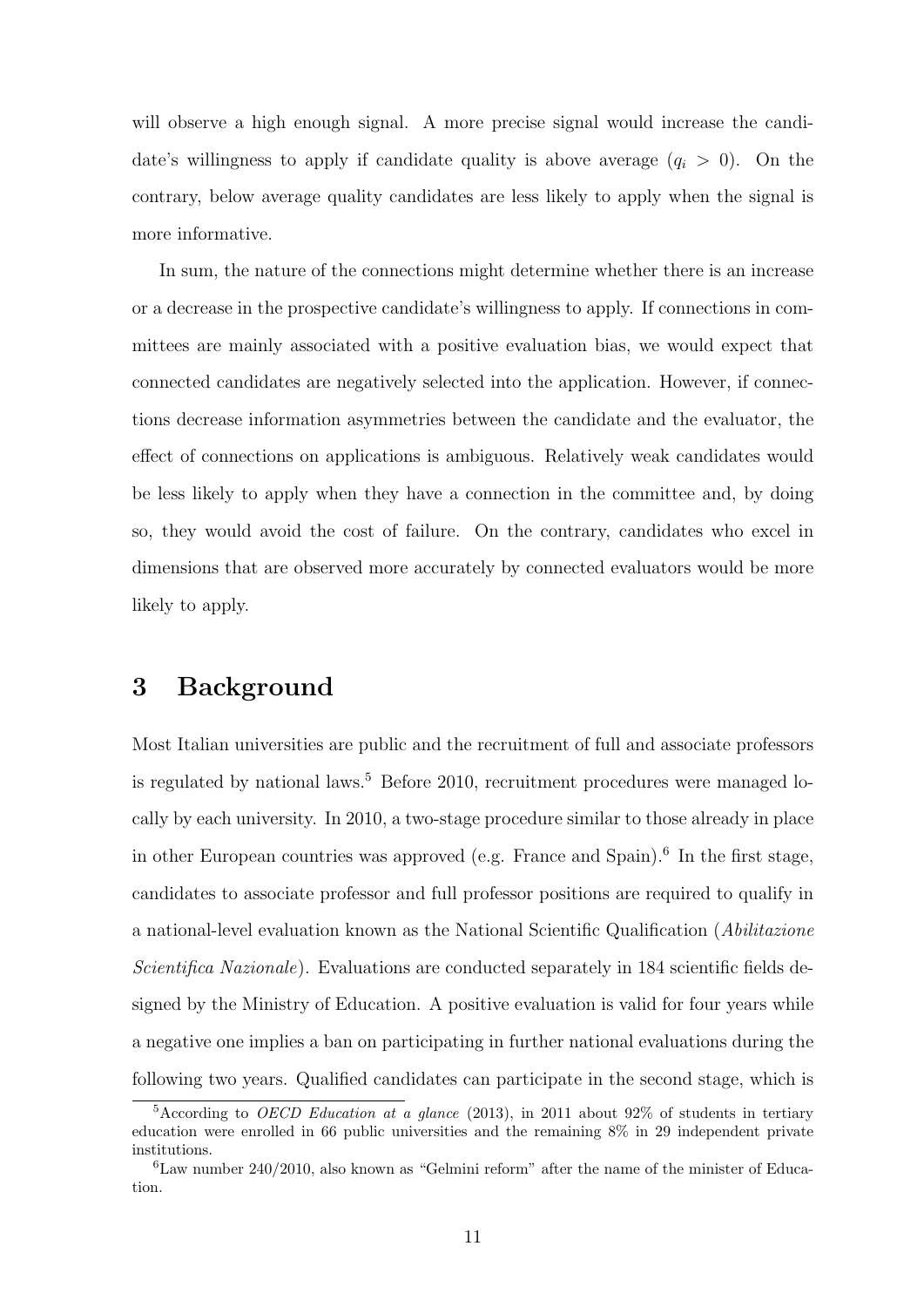will observe a high enough signal. A more precise signal would increase the candidate's willingness to apply if candidate quality is above average ($q_i > 0$). On the contrary, below average quality candidates are less likely to apply when the signal is more informative.

In sum, the nature of the connections might determine whether there is an increase or a decrease in the prospective candidate's willingness to apply. If connections in committees are mainly associated with a positive evaluation bias, we would expect that connected candidates are negatively selected into the application. However, if connections decrease information asymmetries between the candidate and the evaluator, the effect of connections on applications is ambiguous. Relatively weak candidates would be less likely to apply when they have a connection in the committee and, by doing so, they would avoid the cost of failure. On the contrary, candidates who excel in dimensions that are observed more accurately by connected evaluators would be more likely to apply.

# 3 Background

Most Italian universities are public and the recruitment of full and associate professors is regulated by national laws.[5] Before 2010, recruitment procedures were managed locally by each university. In 2010, a two-stage procedure similar to those already in place in other European countries was approved (e.g. France and Spain).[6] In the first stage, candidates to associate professor and full professor positions are required to qualify in a national-level evaluation known as the National Scientific Qualification (*Abilitazione Scientifica Nazionale*). Evaluations are conducted separately in 184 scientific fields designed by the Ministry of Education. A positive evaluation is valid for four years while a negative one implies a ban on participating in further national evaluations during the following two years. Qualified candidates can participate in the second stage, which is

[5] According to *OECD Education at a glance* (2013), in 2011 about 92% of students in tertiary education were enrolled in 66 public universities and the remaining 8% in 29 independent private institutions.

[6] Law number 240/2010, also known as "Gelmini reform" after the name of the minister of Education.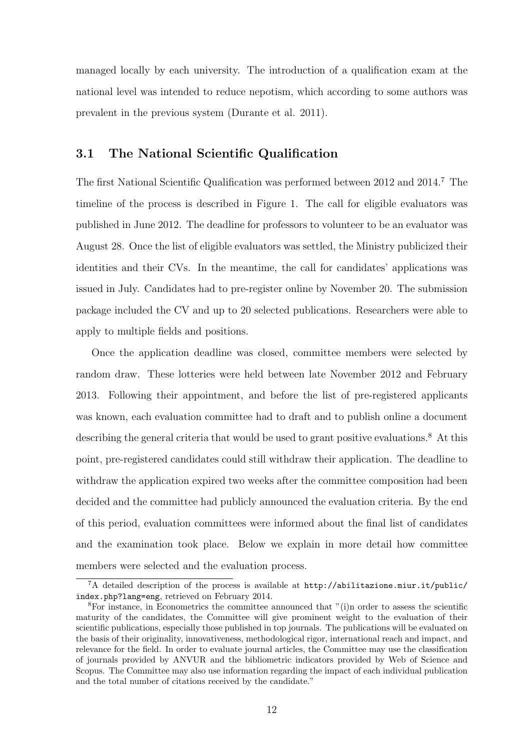managed locally by each university. The introduction of a qualification exam at the national level was intended to reduce nepotism, which according to some authors was prevalent in the previous system (Durante et al. 2011).

## 3.1 The National Scientific Qualification

The first National Scientific Qualification was performed between 2012 and 2014.[7] The timeline of the process is described in Figure 1. The call for eligible evaluators was published in June 2012. The deadline for professors to volunteer to be an evaluator was August 28. Once the list of eligible evaluators was settled, the Ministry publicized their identities and their CVs. In the meantime, the call for candidates' applications was issued in July. Candidates had to pre-register online by November 20. The submission package included the CV and up to 20 selected publications. Researchers were able to apply to multiple fields and positions.

Once the application deadline was closed, committee members were selected by random draw. These lotteries were held between late November 2012 and February 2013. Following their appointment, and before the list of pre-registered applicants was known, each evaluation committee had to draft and to publish online a document describing the general criteria that would be used to grant positive evaluations.[8] At this point, pre-registered candidates could still withdraw their application. The deadline to withdraw the application expired two weeks after the committee composition had been decided and the committee had publicly announced the evaluation criteria. By the end of this period, evaluation committees were informed about the final list of candidates and the examination took place. Below we explain in more detail how committee members were selected and the evaluation process.

[7] A detailed description of the process is available at http://abilitazione.miur.it/public/index.php?lang=eng, retrieved on February 2014.

[8] For instance, in Econometrics the committee announced that "(i)n order to assess the scientific maturity of the candidates, the Committee will give prominent weight to the evaluation of their scientific publications, especially those published in top journals. The publications will be evaluated on the basis of their originality, innovativeness, methodological rigor, international reach and impact, and relevance for the field. In order to evaluate journal articles, the Committee may use the classification of journals provided by ANVUR and the bibliometric indicators provided by Web of Science and Scopus. The Committee may also use information regarding the impact of each individual publication and the total number of citations received by the candidate."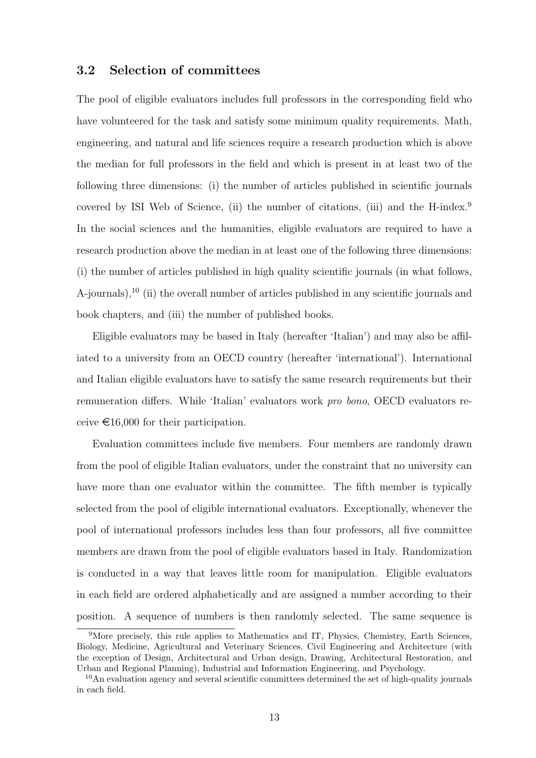### 3.2 Selection of committees

The pool of eligible evaluators includes full professors in the corresponding field who have volunteered for the task and satisfy some minimum quality requirements. Math, engineering, and natural and life sciences require a research production which is above the median for full professors in the field and which is present in at least two of the following three dimensions: (i) the number of articles published in scientific journals covered by ISI Web of Science, (ii) the number of citations, (iii) and the H-index.[9] In the social sciences and the humanities, eligible evaluators are required to have a research production above the median in at least one of the following three dimensions: (i) the number of articles published in high quality scientific journals (in what follows, A-journals),[10] (ii) the overall number of articles published in any scientific journals and book chapters, and (iii) the number of published books.

Eligible evaluators may be based in Italy (hereafter 'Italian') and may also be affiliated to a university from an OECD country (hereafter 'international'). International and Italian eligible evaluators have to satisfy the same research requirements but their remuneration differs. While 'Italian' evaluators work *pro bono*, OECD evaluators receive €16,000 for their participation.

Evaluation committees include five members. Four members are randomly drawn from the pool of eligible Italian evaluators, under the constraint that no university can have more than one evaluator within the committee. The fifth member is typically selected from the pool of eligible international evaluators. Exceptionally, whenever the pool of international professors includes less than four professors, all five committee members are drawn from the pool of eligible evaluators based in Italy. Randomization is conducted in a way that leaves little room for manipulation. Eligible evaluators in each field are ordered alphabetically and are assigned a number according to their position. A sequence of numbers is then randomly selected. The same sequence is

[9] More precisely, this rule applies to Mathematics and IT, Physics, Chemistry, Earth Sciences, Biology, Medicine, Agricultural and Veterinary Sciences, Civil Engineering and Architecture (with the exception of Design, Architectural and Urban design, Drawing, Architectural Restoration, and Urban and Regional Planning), Industrial and Information Engineering, and Psychology.

[10] An evaluation agency and several scientific committees determined the set of high-quality journals in each field.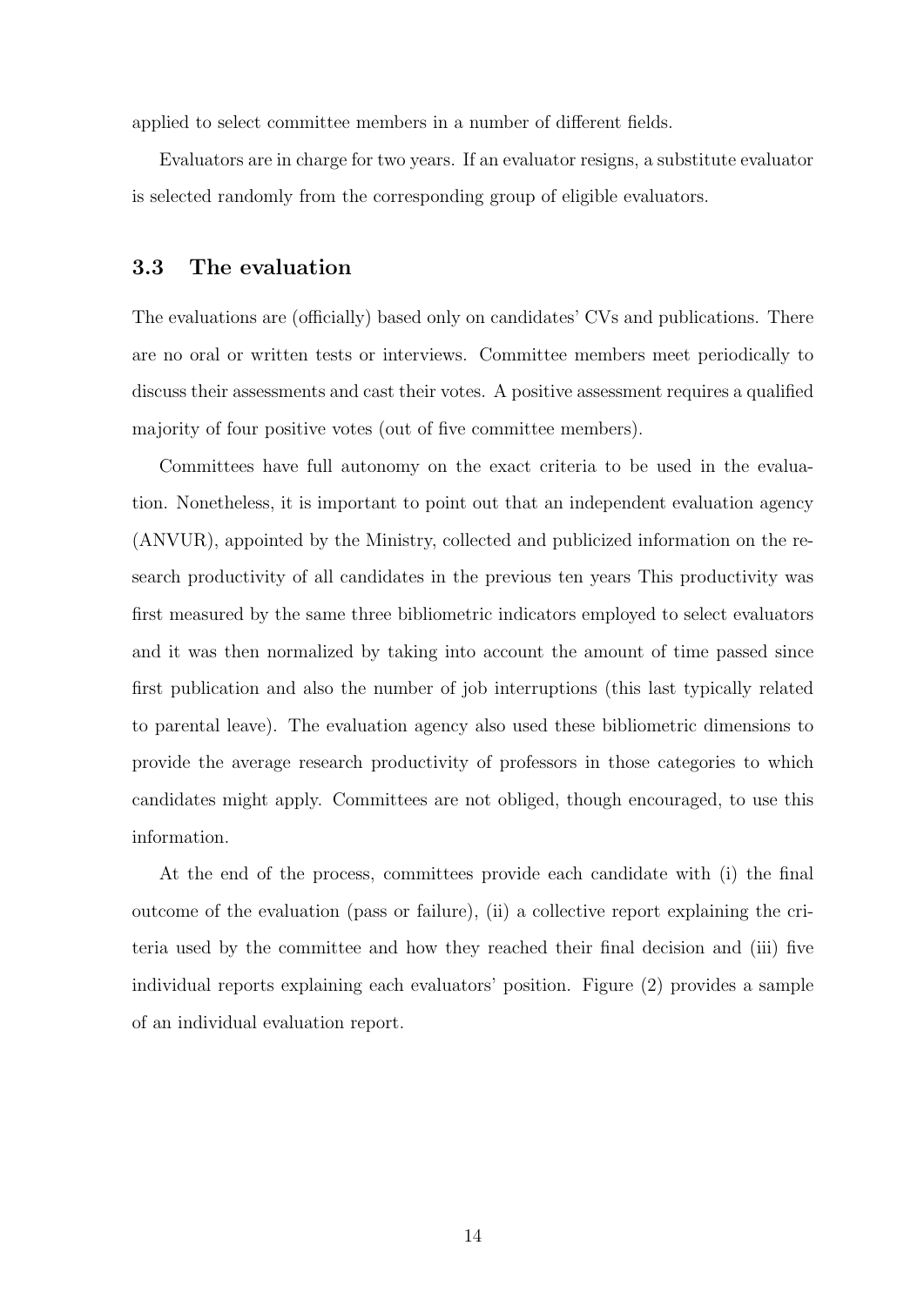applied to select committee members in a number of different fields.

Evaluators are in charge for two years. If an evaluator resigns, a substitute evaluator is selected randomly from the corresponding group of eligible evaluators.

### 3.3 The evaluation

The evaluations are (officially) based only on candidates' CVs and publications. There are no oral or written tests or interviews. Committee members meet periodically to discuss their assessments and cast their votes. A positive assessment requires a qualified majority of four positive votes (out of five committee members).

Committees have full autonomy on the exact criteria to be used in the evaluation. Nonetheless, it is important to point out that an independent evaluation agency (ANVUR), appointed by the Ministry, collected and publicized information on the research productivity of all candidates in the previous ten years This productivity was first measured by the same three bibliometric indicators employed to select evaluators and it was then normalized by taking into account the amount of time passed since first publication and also the number of job interruptions (this last typically related to parental leave). The evaluation agency also used these bibliometric dimensions to provide the average research productivity of professors in those categories to which candidates might apply. Committees are not obliged, though encouraged, to use this information.

At the end of the process, committees provide each candidate with (i) the final outcome of the evaluation (pass or failure), (ii) a collective report explaining the criteria used by the committee and how they reached their final decision and (iii) five individual reports explaining each evaluators' position. Figure (2) provides a sample of an individual evaluation report.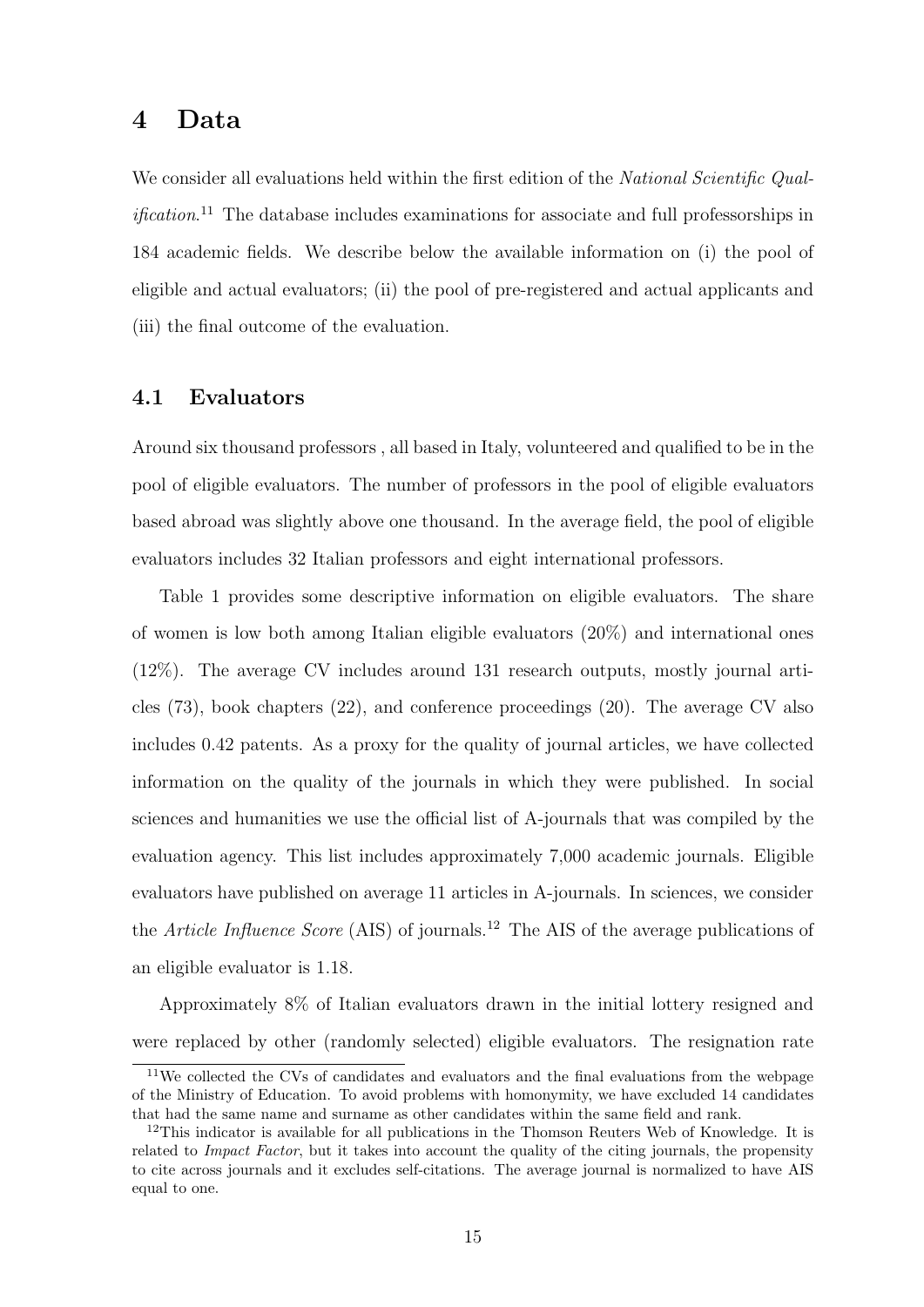# 4 Data

We consider all evaluations held within the first edition of the *National Scientific Qualification*.[11] The database includes examinations for associate and full professorships in 184 academic fields. We describe below the available information on (i) the pool of eligible and actual evaluators; (ii) the pool of pre-registered and actual applicants and (iii) the final outcome of the evaluation.

## 4.1 Evaluators

Around six thousand professors , all based in Italy, volunteered and qualified to be in the pool of eligible evaluators. The number of professors in the pool of eligible evaluators based abroad was slightly above one thousand. In the average field, the pool of eligible evaluators includes 32 Italian professors and eight international professors.

Table 1 provides some descriptive information on eligible evaluators. The share of women is low both among Italian eligible evaluators (20%) and international ones (12%). The average CV includes around 131 research outputs, mostly journal articles (73), book chapters (22), and conference proceedings (20). The average CV also includes 0.42 patents. As a proxy for the quality of journal articles, we have collected information on the quality of the journals in which they were published. In social sciences and humanities we use the official list of A-journals that was compiled by the evaluation agency. This list includes approximately 7,000 academic journals. Eligible evaluators have published on average 11 articles in A-journals. In sciences, we consider the *Article Influence Score* (AIS) of journals.[12] The AIS of the average publications of an eligible evaluator is 1.18.

Approximately 8% of Italian evaluators drawn in the initial lottery resigned and were replaced by other (randomly selected) eligible evaluators. The resignation rate

[11] We collected the CVs of candidates and evaluators and the final evaluations from the webpage of the Ministry of Education. To avoid problems with homonymity, we have excluded 14 candidates that had the same name and surname as other candidates within the same field and rank.

[12] This indicator is available for all publications in the Thomson Reuters Web of Knowledge. It is related to *Impact Factor*, but it takes into account the quality of the citing journals, the propensity to cite across journals and it excludes self-citations. The average journal is normalized to have AIS equal to one.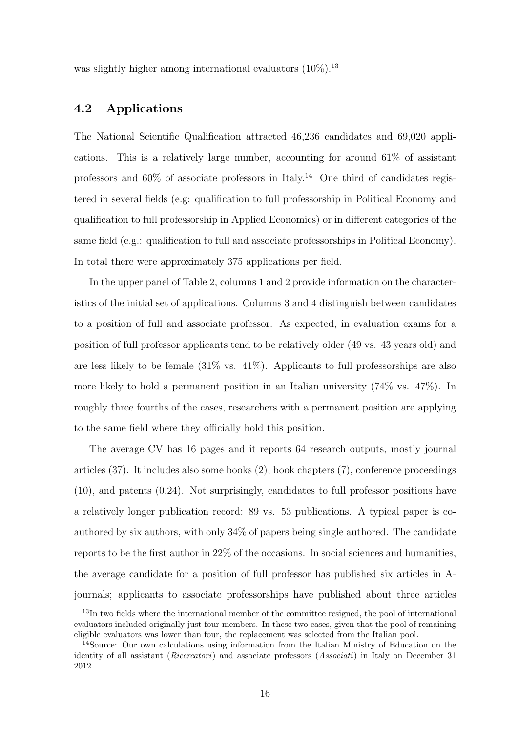was slightly higher among international evaluators (10%).[13]

### 4.2 Applications

The National Scientific Qualification attracted 46,236 candidates and 69,020 applications. This is a relatively large number, accounting for around 61% of assistant professors and 60% of associate professors in Italy.[14] One third of candidates registered in several fields (e.g: qualification to full professorship in Political Economy and qualification to full professorship in Applied Economics) or in different categories of the same field (e.g.: qualification to full and associate professorships in Political Economy). In total there were approximately 375 applications per field.

In the upper panel of Table 2, columns 1 and 2 provide information on the characteristics of the initial set of applications. Columns 3 and 4 distinguish between candidates to a position of full and associate professor. As expected, in evaluation exams for a position of full professor applicants tend to be relatively older (49 vs. 43 years old) and are less likely to be female (31% vs. 41%). Applicants to full professorships are also more likely to hold a permanent position in an Italian university (74% vs. 47%). In roughly three fourths of the cases, researchers with a permanent position are applying to the same field where they officially hold this position.

The average CV has 16 pages and it reports 64 research outputs, mostly journal articles (37). It includes also some books (2), book chapters (7), conference proceedings (10), and patents (0.24). Not surprisingly, candidates to full professor positions have a relatively longer publication record: 89 vs. 53 publications. A typical paper is coauthored by six authors, with only 34% of papers being single authored. The candidate reports to be the first author in 22% of the occasions. In social sciences and humanities, the average candidate for a position of full professor has published six articles in A-journals; applicants to associate professorships have published about three articles

[13] In two fields where the international member of the committee resigned, the pool of international evaluators included originally just four members. In these two cases, given that the pool of remaining eligible evaluators was lower than four, the replacement was selected from the Italian pool.

[14] Source: Our own calculations using information from the Italian Ministry of Education on the identity of all assistant (*Ricercatori*) and associate professors (*Associati*) in Italy on December 31 2012.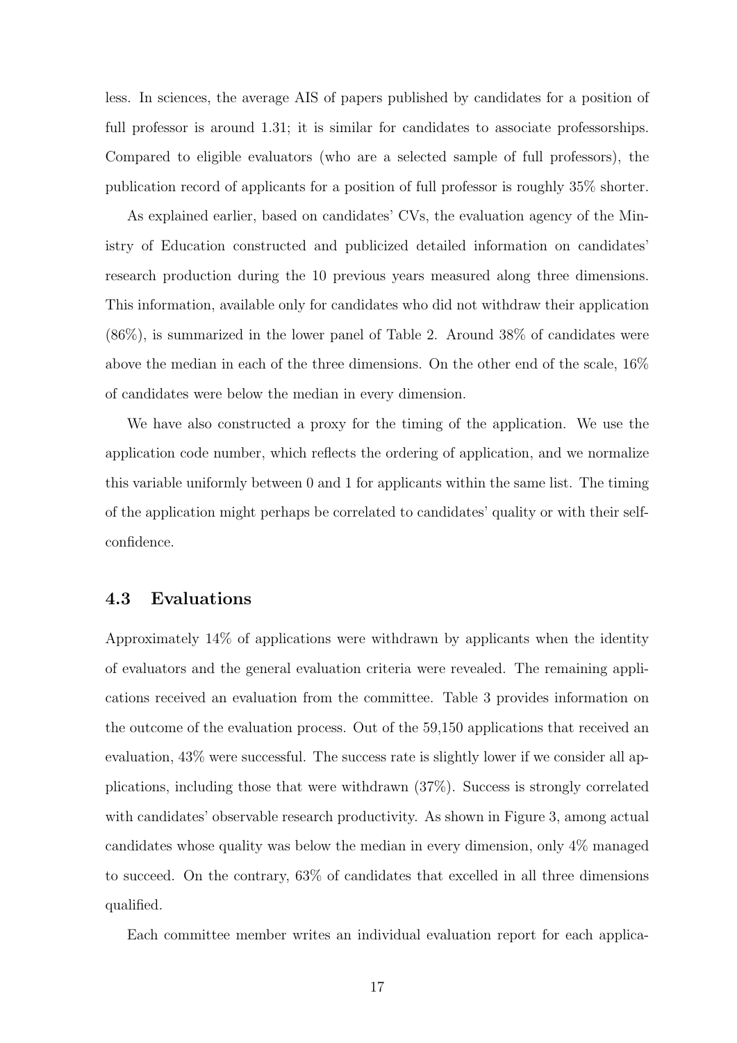less. In sciences, the average AIS of papers published by candidates for a position of full professor is around 1.31; it is similar for candidates to associate professorships. Compared to eligible evaluators (who are a selected sample of full professors), the publication record of applicants for a position of full professor is roughly 35% shorter.

As explained earlier, based on candidates' CVs, the evaluation agency of the Ministry of Education constructed and publicized detailed information on candidates' research production during the 10 previous years measured along three dimensions. This information, available only for candidates who did not withdraw their application (86%), is summarized in the lower panel of Table 2. Around 38% of candidates were above the median in each of the three dimensions. On the other end of the scale, 16% of candidates were below the median in every dimension.

We have also constructed a proxy for the timing of the application. We use the application code number, which reflects the ordering of application, and we normalize this variable uniformly between 0 and 1 for applicants within the same list. The timing of the application might perhaps be correlated to candidates' quality or with their self-confidence.

### 4.3 Evaluations

Approximately 14% of applications were withdrawn by applicants when the identity of evaluators and the general evaluation criteria were revealed. The remaining applications received an evaluation from the committee. Table 3 provides information on the outcome of the evaluation process. Out of the 59,150 applications that received an evaluation, 43% were successful. The success rate is slightly lower if we consider all applications, including those that were withdrawn (37%). Success is strongly correlated with candidates' observable research productivity. As shown in Figure 3, among actual candidates whose quality was below the median in every dimension, only 4% managed to succeed. On the contrary, 63% of candidates that excelled in all three dimensions qualified.

Each committee member writes an individual evaluation report for each applica-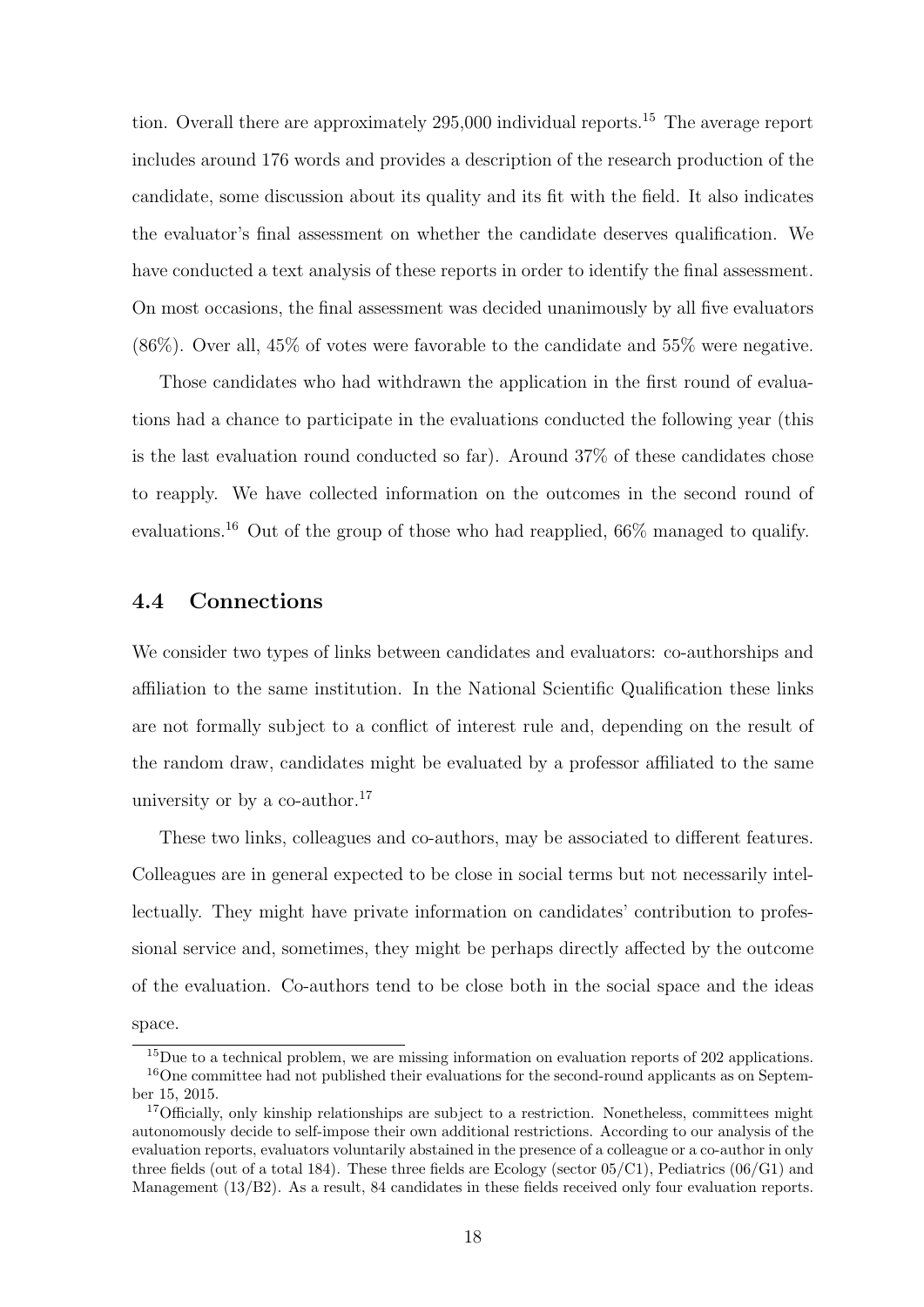tion. Overall there are approximately 295,000 individual reports.[15] The average report includes around 176 words and provides a description of the research production of the candidate, some discussion about its quality and its fit with the field. It also indicates the evaluator's final assessment on whether the candidate deserves qualification. We have conducted a text analysis of these reports in order to identify the final assessment. On most occasions, the final assessment was decided unanimously by all five evaluators (86%). Over all, 45% of votes were favorable to the candidate and 55% were negative.

Those candidates who had withdrawn the application in the first round of evaluations had a chance to participate in the evaluations conducted the following year (this is the last evaluation round conducted so far). Around 37% of these candidates chose to reapply. We have collected information on the outcomes in the second round of evaluations.[16] Out of the group of those who had reapplied, 66% managed to qualify.

### 4.4 Connections

We consider two types of links between candidates and evaluators: co-authorships and affiliation to the same institution. In the National Scientific Qualification these links are not formally subject to a conflict of interest rule and, depending on the result of the random draw, candidates might be evaluated by a professor affiliated to the same university or by a co-author.[17]

These two links, colleagues and co-authors, may be associated to different features. Colleagues are in general expected to be close in social terms but not necessarily intellectually. They might have private information on candidates' contribution to professional service and, sometimes, they might be perhaps directly affected by the outcome of the evaluation. Co-authors tend to be close both in the social space and the ideas space.

---

[15] Due to a technical problem, we are missing information on evaluation reports of 202 applications.

[16] One committee had not published their evaluations for the second-round applicants as on September 15, 2015.

[17] Officially, only kinship relationships are subject to a restriction. Nonetheless, committees might autonomously decide to self-impose their own additional restrictions. According to our analysis of the evaluation reports, evaluators voluntarily abstained in the presence of a colleague or a co-author in only three fields (out of a total 184). These three fields are Ecology (sector 05/C1), Pediatrics (06/G1) and Management (13/B2). As a result, 84 candidates in these fields received only four evaluation reports.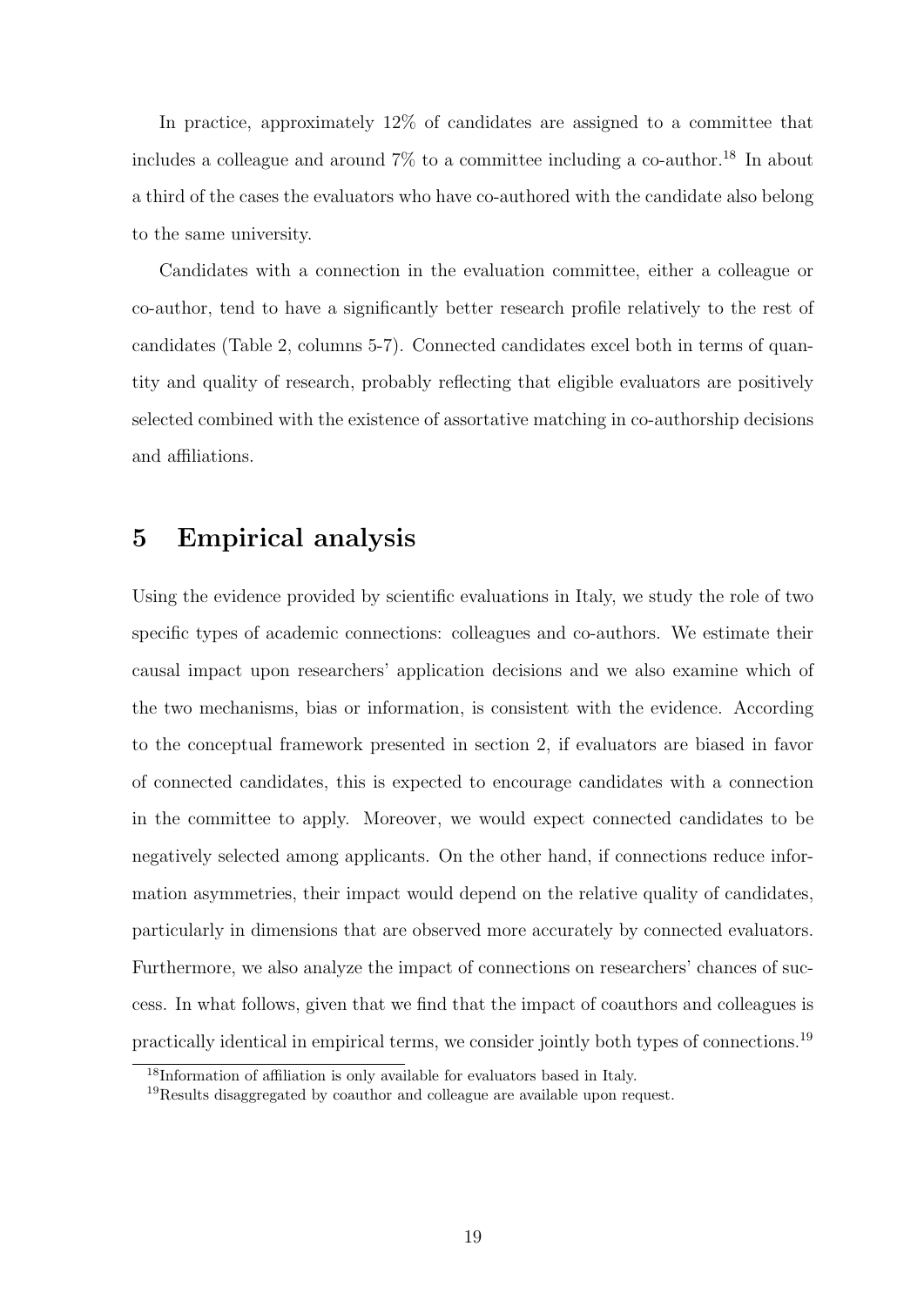In practice, approximately 12% of candidates are assigned to a committee that includes a colleague and around 7% to a committee including a co-author.[18] In about a third of the cases the evaluators who have co-authored with the candidate also belong to the same university.

Candidates with a connection in the evaluation committee, either a colleague or co-author, tend to have a significantly better research profile relatively to the rest of candidates (Table 2, columns 5-7). Connected candidates excel both in terms of quantity and quality of research, probably reflecting that eligible evaluators are positively selected combined with the existence of assortative matching in co-authorship decisions and affiliations.

# 5 Empirical analysis

Using the evidence provided by scientific evaluations in Italy, we study the role of two specific types of academic connections: colleagues and co-authors. We estimate their causal impact upon researchers' application decisions and we also examine which of the two mechanisms, bias or information, is consistent with the evidence. According to the conceptual framework presented in section 2, if evaluators are biased in favor of connected candidates, this is expected to encourage candidates with a connection in the committee to apply. Moreover, we would expect connected candidates to be negatively selected among applicants. On the other hand, if connections reduce information asymmetries, their impact would depend on the relative quality of candidates, particularly in dimensions that are observed more accurately by connected evaluators. Furthermore, we also analyze the impact of connections on researchers' chances of success. In what follows, given that we find that the impact of coauthors and colleagues is practically identical in empirical terms, we consider jointly both types of connections.[19]

[18] Information of affiliation is only available for evaluators based in Italy.

[19] Results disaggregated by coauthor and colleague are available upon request.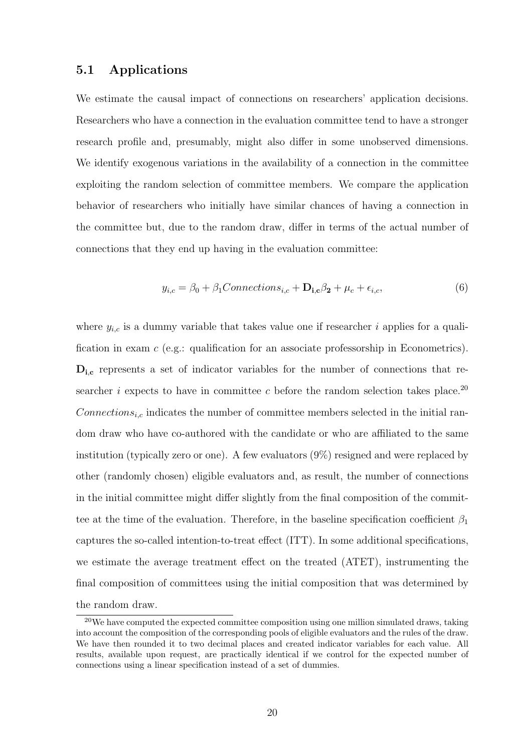### 5.1 Applications

We estimate the causal impact of connections on researchers' application decisions. Researchers who have a connection in the evaluation committee tend to have a stronger research profile and, presumably, might also differ in some unobserved dimensions. We identify exogenous variations in the availability of a connection in the committee exploiting the random selection of committee members. We compare the application behavior of researchers who initially have similar chances of having a connection in the committee but, due to the random draw, differ in terms of the actual number of connections that they end up having in the evaluation committee:

$$y_{i,c} = \beta_0 + \beta_1 Connections_{i,c} + \mathbf{D_{i,c}}\beta_{\mathbf{2}} + \mu_c + \epsilon_{i,c}, \tag{6}$$

where $y_{i,c}$ is a dummy variable that takes value one if researcher $i$ applies for a qualification in exam $c$ (e.g.: qualification for an associate professorship in Econometrics). $\mathbf{D_{i,c}}$ represents a set of indicator variables for the number of connections that researcher $i$ expects to have in committee $c$ before the random selection takes place.[20] $Connections_{i,c}$ indicates the number of committee members selected in the initial random draw who have co-authored with the candidate or who are affiliated to the same institution (typically zero or one). A few evaluators (9%) resigned and were replaced by other (randomly chosen) eligible evaluators and, as result, the number of connections in the initial committee might differ slightly from the final composition of the committee at the time of the evaluation. Therefore, in the baseline specification coefficient $\beta_1$ captures the so-called intention-to-treat effect (ITT). In some additional specifications, we estimate the average treatment effect on the treated (ATET), instrumenting the final composition of committees using the initial composition that was determined by the random draw.

[20] We have computed the expected committee composition using one million simulated draws, taking into account the composition of the corresponding pools of eligible evaluators and the rules of the draw. We have then rounded it to two decimal places and created indicator variables for each value. All results, available upon request, are practically identical if we control for the expected number of connections using a linear specification instead of a set of dummies.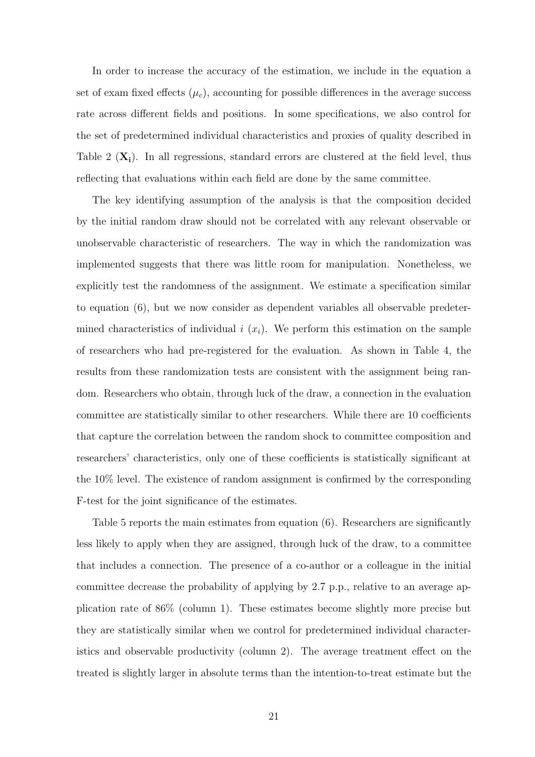In order to increase the accuracy of the estimation, we include in the equation a set of exam fixed effects ($\mu_c$), accounting for possible differences in the average success rate across different fields and positions. In some specifications, we also control for the set of predetermined individual characteristics and proxies of quality described in Table 2 ($\mathbf{X_i}$). In all regressions, standard errors are clustered at the field level, thus reflecting that evaluations within each field are done by the same committee.

The key identifying assumption of the analysis is that the composition decided by the initial random draw should not be correlated with any relevant observable or unobservable characteristic of researchers. The way in which the randomization was implemented suggests that there was little room for manipulation. Nonetheless, we explicitly test the randomness of the assignment. We estimate a specification similar to equation (6), but we now consider as dependent variables all observable predetermined characteristics of individual $i$ ($x_i$). We perform this estimation on the sample of researchers who had pre-registered for the evaluation. As shown in Table 4, the results from these randomization tests are consistent with the assignment being random. Researchers who obtain, through luck of the draw, a connection in the evaluation committee are statistically similar to other researchers. While there are 10 coefficients that capture the correlation between the random shock to committee composition and researchers' characteristics, only one of these coefficients is statistically significant at the 10% level. The existence of random assignment is confirmed by the corresponding F-test for the joint significance of the estimates.

Table 5 reports the main estimates from equation (6). Researchers are significantly less likely to apply when they are assigned, through luck of the draw, to a committee that includes a connection. The presence of a co-author or a colleague in the initial committee decrease the probability of applying by 2.7 p.p., relative to an average application rate of 86% (column 1). These estimates become slightly more precise but they are statistically similar when we control for predetermined individual characteristics and observable productivity (column 2). The average treatment effect on the treated is slightly larger in absolute terms than the intention-to-treat estimate but the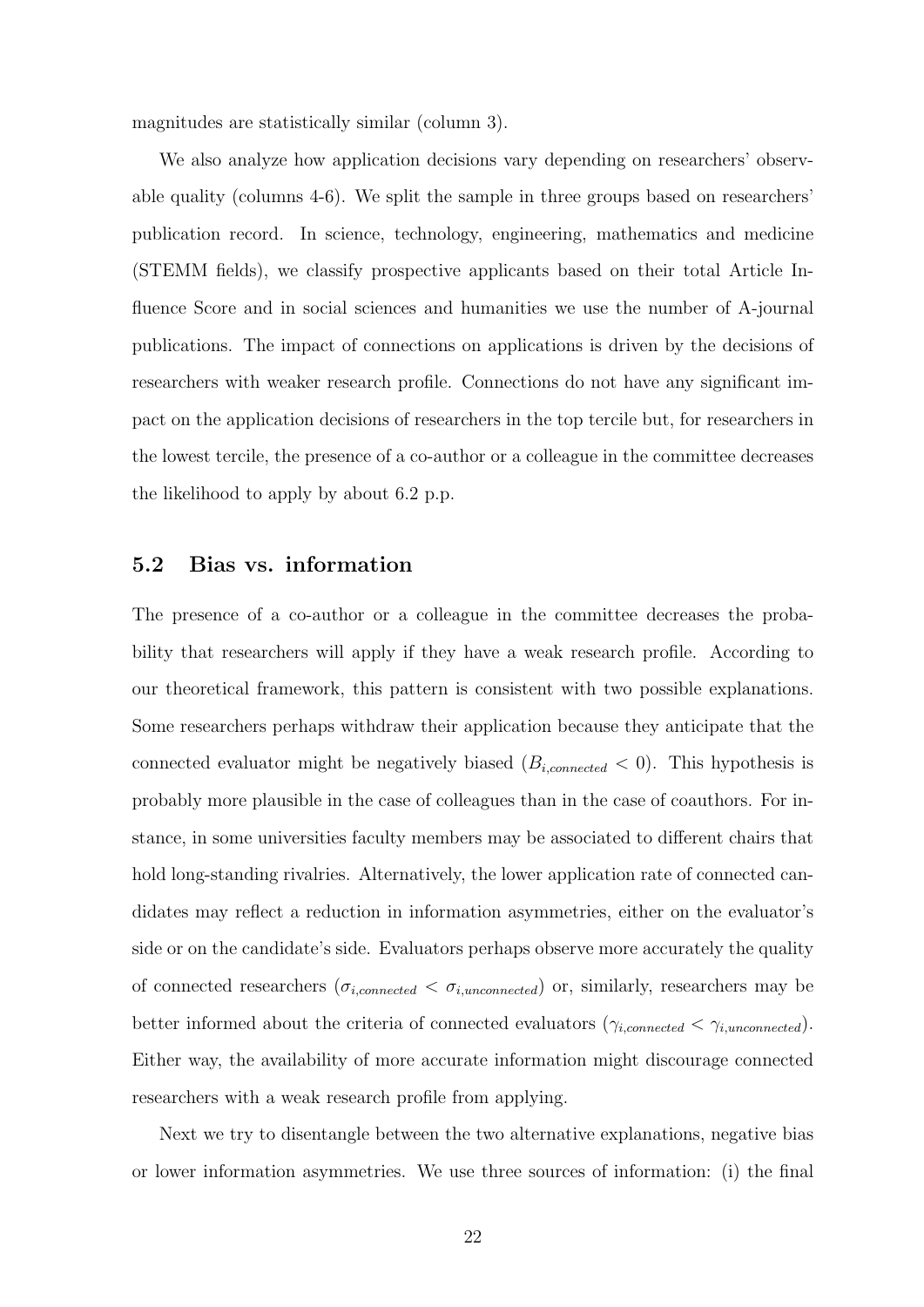magnitudes are statistically similar (column 3).

We also analyze how application decisions vary depending on researchers' observable quality (columns 4-6). We split the sample in three groups based on researchers' publication record. In science, technology, engineering, mathematics and medicine (STEMM fields), we classify prospective applicants based on their total Article Influence Score and in social sciences and humanities we use the number of A-journal publications. The impact of connections on applications is driven by the decisions of researchers with weaker research profile. Connections do not have any significant impact on the application decisions of researchers in the top tercile but, for researchers in the lowest tercile, the presence of a co-author or a colleague in the committee decreases the likelihood to apply by about 6.2 p.p.

## 5.2 Bias vs. information

The presence of a co-author or a colleague in the committee decreases the probability that researchers will apply if they have a weak research profile. According to our theoretical framework, this pattern is consistent with two possible explanations. Some researchers perhaps withdraw their application because they anticipate that the connected evaluator might be negatively biased ($B_{i,connected} < 0$). This hypothesis is probably more plausible in the case of colleagues than in the case of coauthors. For instance, in some universities faculty members may be associated to different chairs that hold long-standing rivalries. Alternatively, the lower application rate of connected candidates may reflect a reduction in information asymmetries, either on the evaluator's side or on the candidate's side. Evaluators perhaps observe more accurately the quality of connected researchers ($\sigma_{i,connected} < \sigma_{i,unconnected}$) or, similarly, researchers may be better informed about the criteria of connected evaluators ($\gamma_{i,connected} < \gamma_{i,unconnected}$). Either way, the availability of more accurate information might discourage connected researchers with a weak research profile from applying.

Next we try to disentangle between the two alternative explanations, negative bias or lower information asymmetries. We use three sources of information: (i) the final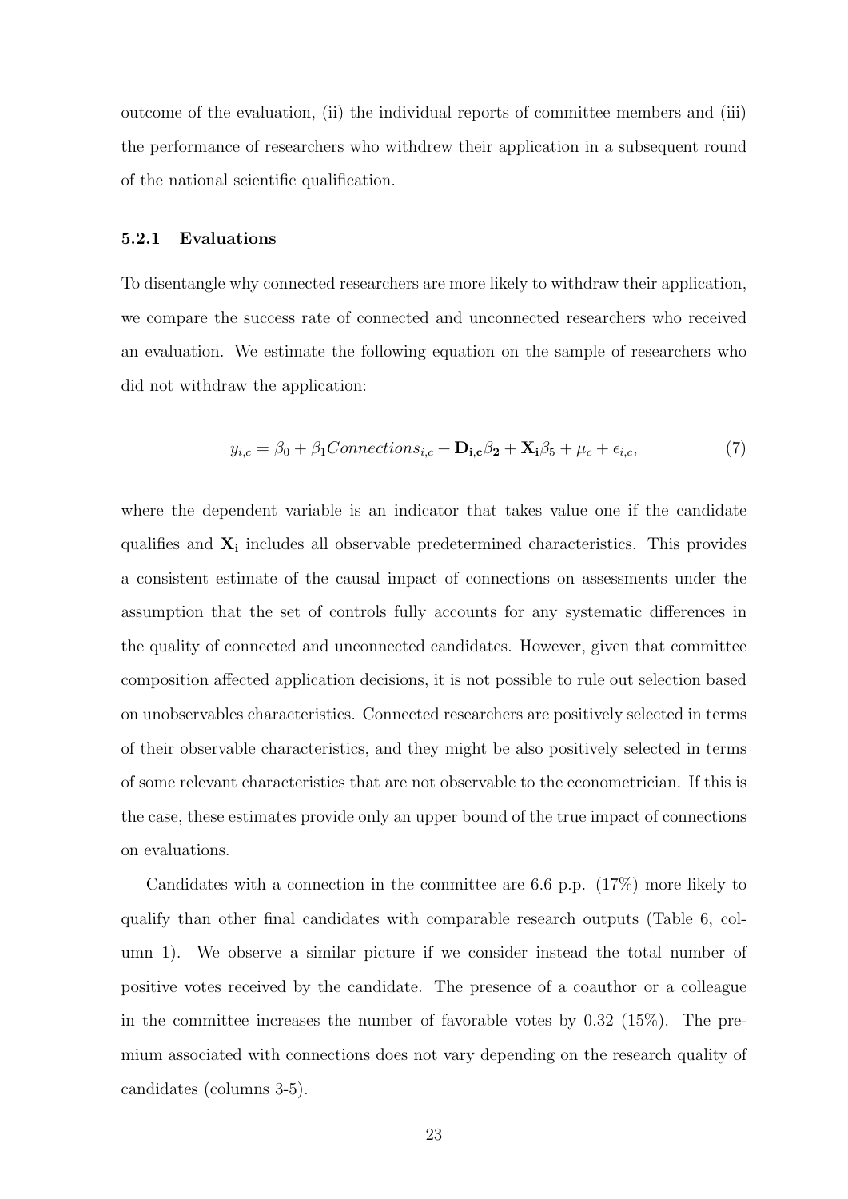outcome of the evaluation, (ii) the individual reports of committee members and (iii) the performance of researchers who withdrew their application in a subsequent round of the national scientific qualification.

### 5.2.1 Evaluations

To disentangle why connected researchers are more likely to withdraw their application, we compare the success rate of connected and unconnected researchers who received an evaluation. We estimate the following equation on the sample of researchers who did not withdraw the application:

$$y_{i,c} = \beta_0 + \beta_1 Connections_{i,c} + \mathbf{D_{i,c}}\beta_\mathbf{2} + \mathbf{X_i}\beta_5 + \mu_c + \epsilon_{i,c}, \tag{7}$$

where the dependent variable is an indicator that takes value one if the candidate qualifies and $\mathbf{X_i}$ includes all observable predetermined characteristics. This provides a consistent estimate of the causal impact of connections on assessments under the assumption that the set of controls fully accounts for any systematic differences in the quality of connected and unconnected candidates. However, given that committee composition affected application decisions, it is not possible to rule out selection based on unobservables characteristics. Connected researchers are positively selected in terms of their observable characteristics, and they might be also positively selected in terms of some relevant characteristics that are not observable to the econometrician. If this is the case, these estimates provide only an upper bound of the true impact of connections on evaluations.

Candidates with a connection in the committee are 6.6 p.p. (17%) more likely to qualify than other final candidates with comparable research outputs (Table 6, column 1). We observe a similar picture if we consider instead the total number of positive votes received by the candidate. The presence of a coauthor or a colleague in the committee increases the number of favorable votes by 0.32 (15%). The premium associated with connections does not vary depending on the research quality of candidates (columns 3-5).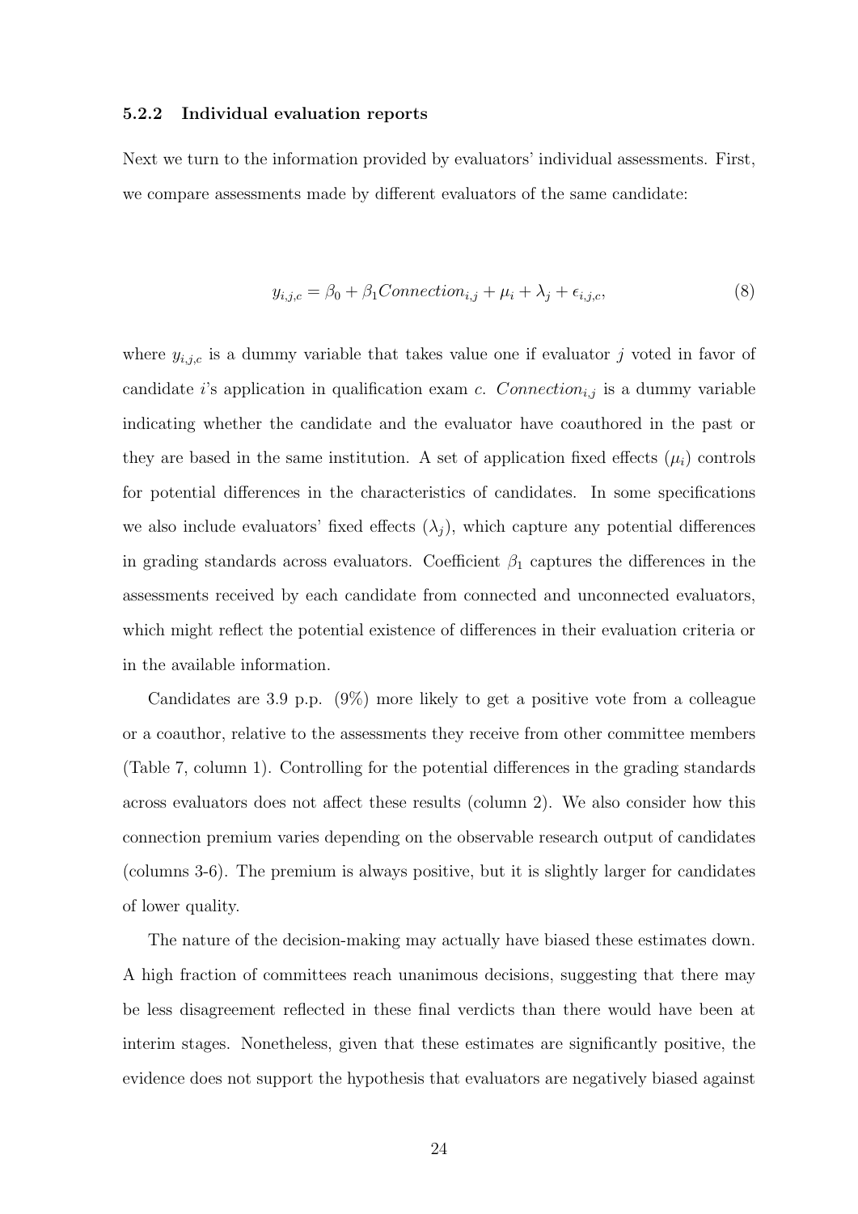#### 5.2.2 Individual evaluation reports

Next we turn to the information provided by evaluators' individual assessments. First, we compare assessments made by different evaluators of the same candidate:

$$y_{i,j,c} = \beta_0 + \beta_1 Connection_{i,j} + \mu_i + \lambda_j + \epsilon_{i,j,c}, \tag{8}$$

where $y_{i,j,c}$ is a dummy variable that takes value one if evaluator $j$ voted in favor of candidate $i$'s application in qualification exam $c$. $Connection_{i,j}$ is a dummy variable indicating whether the candidate and the evaluator have coauthored in the past or they are based in the same institution. A set of application fixed effects ($\mu_i$) controls for potential differences in the characteristics of candidates. In some specifications we also include evaluators' fixed effects ($\lambda_j$), which capture any potential differences in grading standards across evaluators. Coefficient $\beta_1$ captures the differences in the assessments received by each candidate from connected and unconnected evaluators, which might reflect the potential existence of differences in their evaluation criteria or in the available information.

Candidates are 3.9 p.p. (9%) more likely to get a positive vote from a colleague or a coauthor, relative to the assessments they receive from other committee members (Table 7, column 1). Controlling for the potential differences in the grading standards across evaluators does not affect these results (column 2). We also consider how this connection premium varies depending on the observable research output of candidates (columns 3-6). The premium is always positive, but it is slightly larger for candidates of lower quality.

The nature of the decision-making may actually have biased these estimates down. A high fraction of committees reach unanimous decisions, suggesting that there may be less disagreement reflected in these final verdicts than there would have been at interim stages. Nonetheless, given that these estimates are significantly positive, the evidence does not support the hypothesis that evaluators are negatively biased against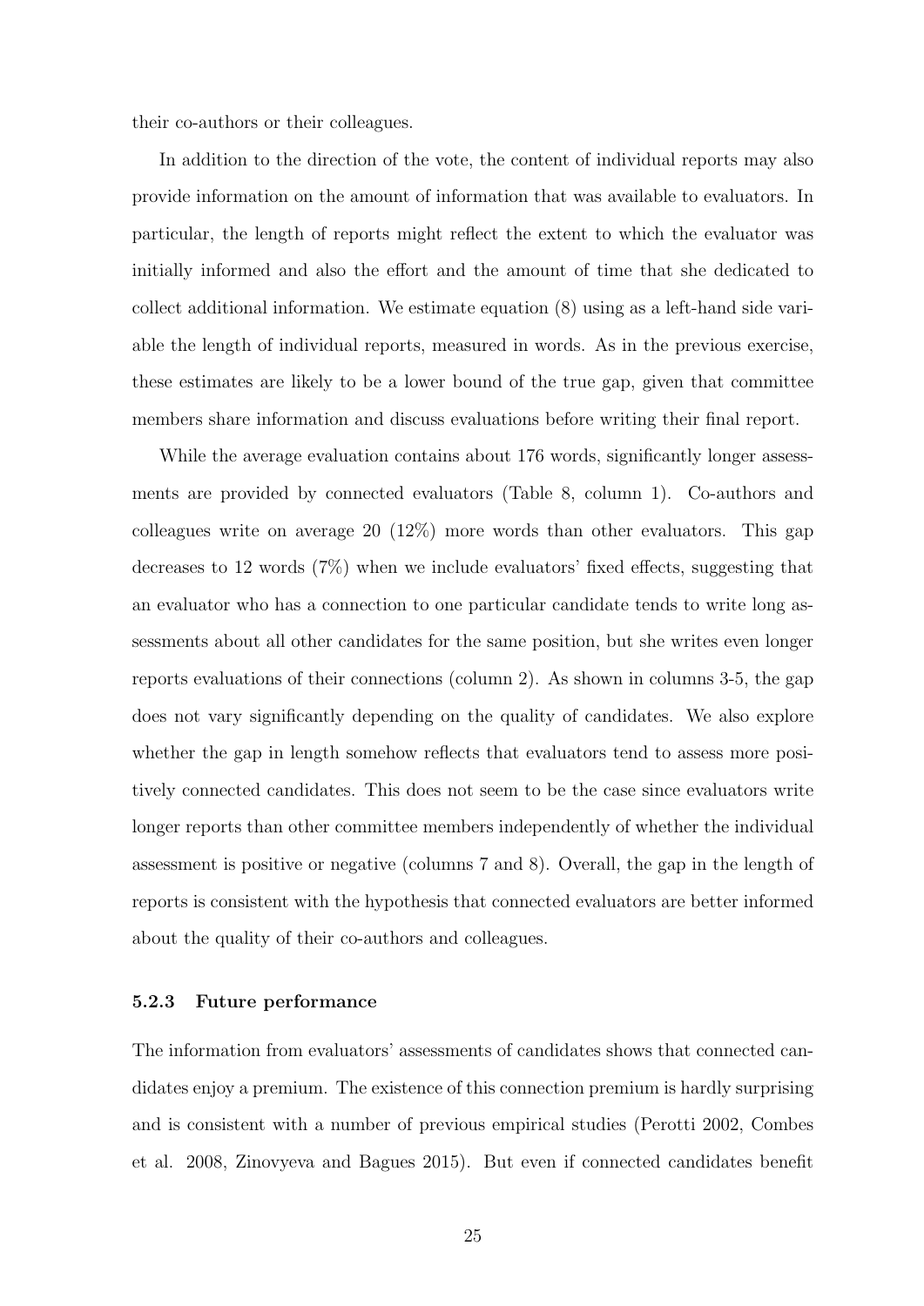their co-authors or their colleagues.

In addition to the direction of the vote, the content of individual reports may also provide information on the amount of information that was available to evaluators. In particular, the length of reports might reflect the extent to which the evaluator was initially informed and also the effort and the amount of time that she dedicated to collect additional information. We estimate equation (8) using as a left-hand side variable the length of individual reports, measured in words. As in the previous exercise, these estimates are likely to be a lower bound of the true gap, given that committee members share information and discuss evaluations before writing their final report.

While the average evaluation contains about 176 words, significantly longer assessments are provided by connected evaluators (Table 8, column 1). Co-authors and colleagues write on average 20 (12%) more words than other evaluators. This gap decreases to 12 words (7%) when we include evaluators' fixed effects, suggesting that an evaluator who has a connection to one particular candidate tends to write long assessments about all other candidates for the same position, but she writes even longer reports evaluations of their connections (column 2). As shown in columns 3-5, the gap does not vary significantly depending on the quality of candidates. We also explore whether the gap in length somehow reflects that evaluators tend to assess more positively connected candidates. This does not seem to be the case since evaluators write longer reports than other committee members independently of whether the individual assessment is positive or negative (columns 7 and 8). Overall, the gap in the length of reports is consistent with the hypothesis that connected evaluators are better informed about the quality of their co-authors and colleagues.

#### 5.2.3 Future performance

The information from evaluators' assessments of candidates shows that connected candidates enjoy a premium. The existence of this connection premium is hardly surprising and is consistent with a number of previous empirical studies (Perotti 2002, Combes et al. 2008, Zinovyeva and Bagues 2015). But even if connected candidates benefit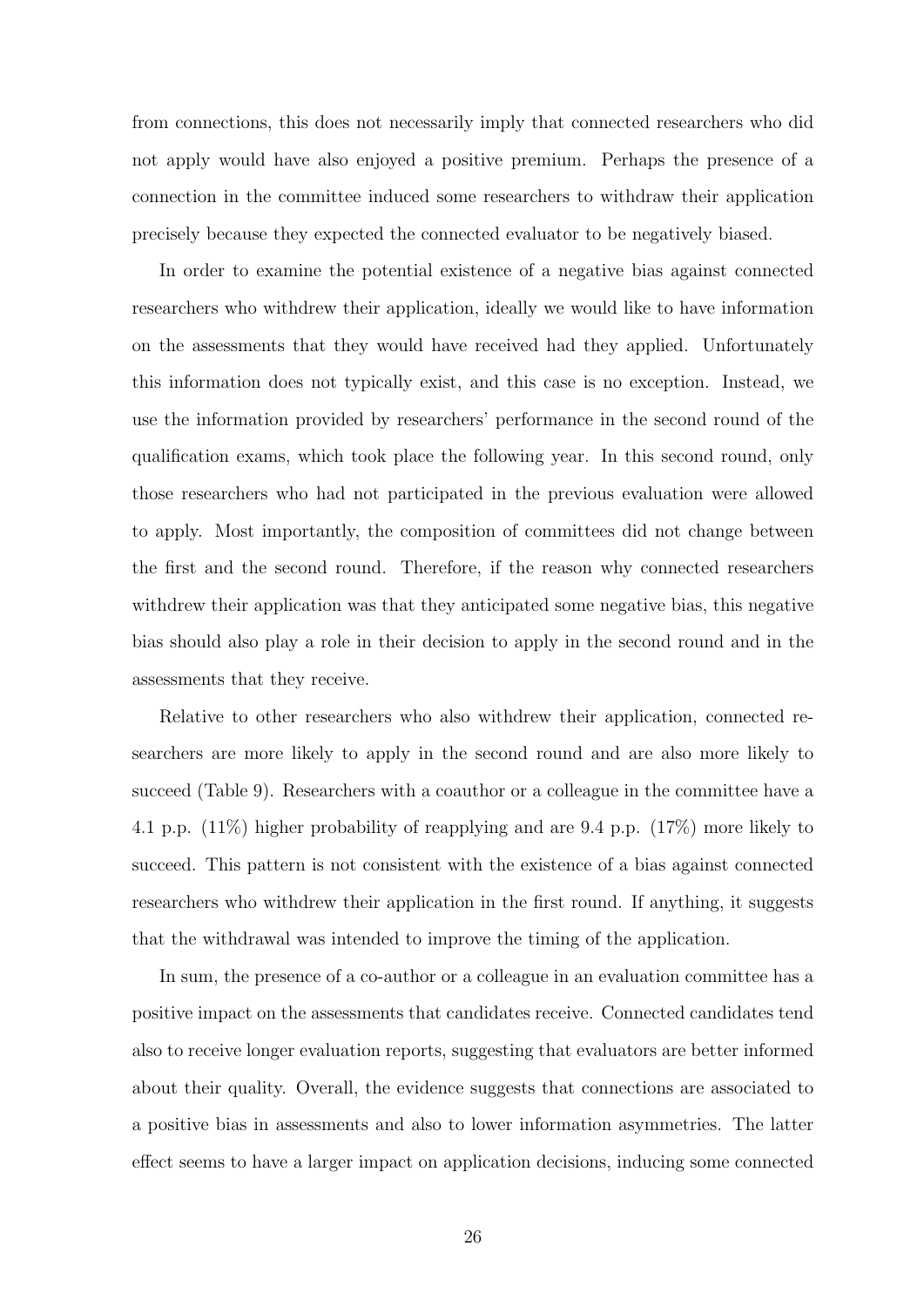from connections, this does not necessarily imply that connected researchers who did not apply would have also enjoyed a positive premium. Perhaps the presence of a connection in the committee induced some researchers to withdraw their application precisely because they expected the connected evaluator to be negatively biased.

In order to examine the potential existence of a negative bias against connected researchers who withdrew their application, ideally we would like to have information on the assessments that they would have received had they applied. Unfortunately this information does not typically exist, and this case is no exception. Instead, we use the information provided by researchers' performance in the second round of the qualification exams, which took place the following year. In this second round, only those researchers who had not participated in the previous evaluation were allowed to apply. Most importantly, the composition of committees did not change between the first and the second round. Therefore, if the reason why connected researchers withdrew their application was that they anticipated some negative bias, this negative bias should also play a role in their decision to apply in the second round and in the assessments that they receive.

Relative to other researchers who also withdrew their application, connected researchers are more likely to apply in the second round and are also more likely to succeed (Table 9). Researchers with a coauthor or a colleague in the committee have a 4.1 p.p. (11%) higher probability of reapplying and are 9.4 p.p. (17%) more likely to succeed. This pattern is not consistent with the existence of a bias against connected researchers who withdrew their application in the first round. If anything, it suggests that the withdrawal was intended to improve the timing of the application.

In sum, the presence of a co-author or a colleague in an evaluation committee has a positive impact on the assessments that candidates receive. Connected candidates tend also to receive longer evaluation reports, suggesting that evaluators are better informed about their quality. Overall, the evidence suggests that connections are associated to a positive bias in assessments and also to lower information asymmetries. The latter effect seems to have a larger impact on application decisions, inducing some connected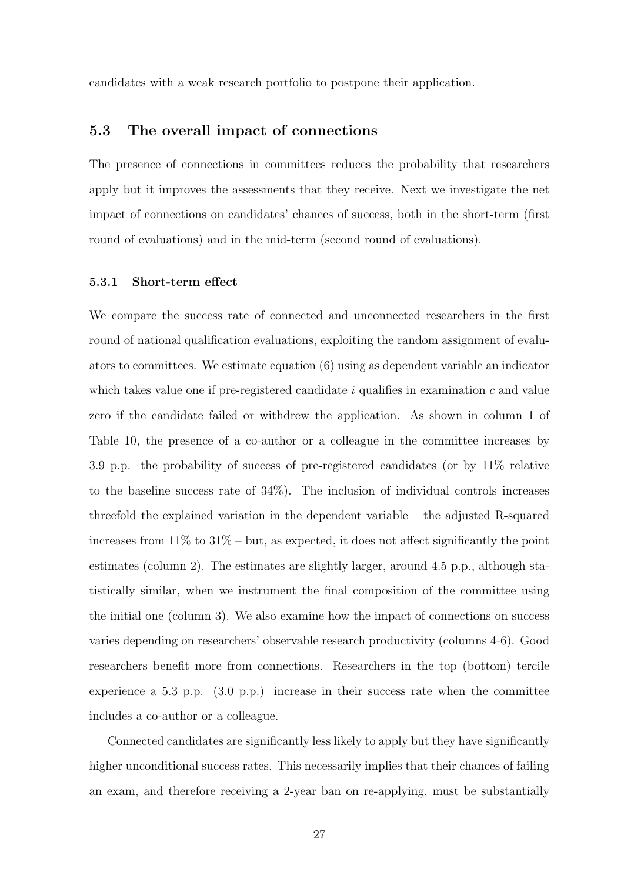candidates with a weak research portfolio to postpone their application.

## 5.3 The overall impact of connections

The presence of connections in committees reduces the probability that researchers apply but it improves the assessments that they receive. Next we investigate the net impact of connections on candidates' chances of success, both in the short-term (first round of evaluations) and in the mid-term (second round of evaluations).

### 5.3.1 Short-term effect

We compare the success rate of connected and unconnected researchers in the first round of national qualification evaluations, exploiting the random assignment of evaluators to committees. We estimate equation (6) using as dependent variable an indicator which takes value one if pre-registered candidate $i$ qualifies in examination $c$ and value zero if the candidate failed or withdrew the application. As shown in column 1 of Table 10, the presence of a co-author or a colleague in the committee increases by 3.9 p.p. the probability of success of pre-registered candidates (or by 11% relative to the baseline success rate of 34%). The inclusion of individual controls increases threefold the explained variation in the dependent variable – the adjusted R-squared increases from 11% to 31% – but, as expected, it does not affect significantly the point estimates (column 2). The estimates are slightly larger, around 4.5 p.p., although statistically similar, when we instrument the final composition of the committee using the initial one (column 3). We also examine how the impact of connections on success varies depending on researchers' observable research productivity (columns 4-6). Good researchers benefit more from connections. Researchers in the top (bottom) tercile experience a 5.3 p.p. (3.0 p.p.) increase in their success rate when the committee includes a co-author or a colleague.

Connected candidates are significantly less likely to apply but they have significantly higher unconditional success rates. This necessarily implies that their chances of failing an exam, and therefore receiving a 2-year ban on re-applying, must be substantially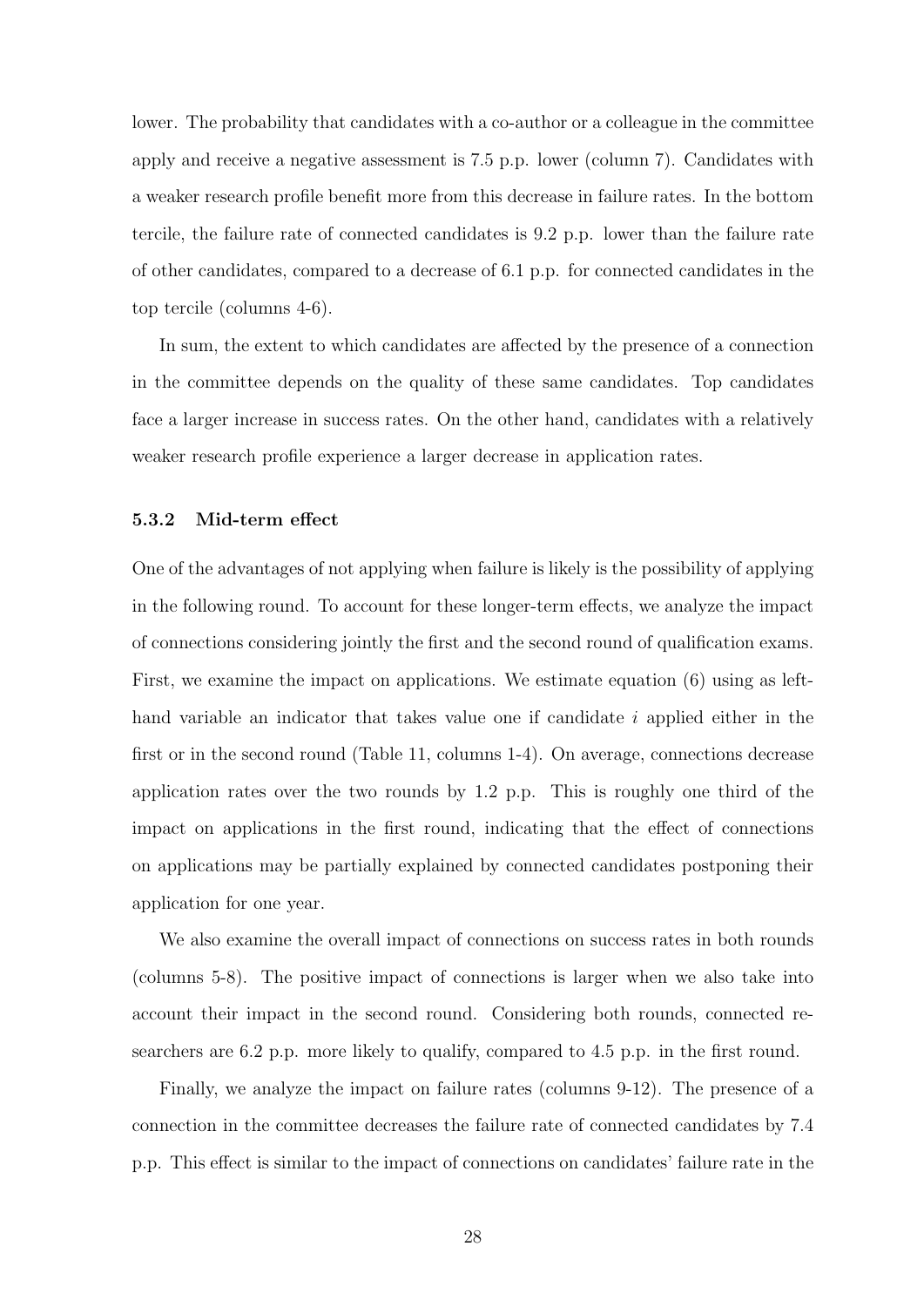lower. The probability that candidates with a co-author or a colleague in the committee apply and receive a negative assessment is 7.5 p.p. lower (column 7). Candidates with a weaker research profile benefit more from this decrease in failure rates. In the bottom tercile, the failure rate of connected candidates is 9.2 p.p. lower than the failure rate of other candidates, compared to a decrease of 6.1 p.p. for connected candidates in the top tercile (columns 4-6).

In sum, the extent to which candidates are affected by the presence of a connection in the committee depends on the quality of these same candidates. Top candidates face a larger increase in success rates. On the other hand, candidates with a relatively weaker research profile experience a larger decrease in application rates.

### 5.3.2 Mid-term effect

One of the advantages of not applying when failure is likely is the possibility of applying in the following round. To account for these longer-term effects, we analyze the impact of connections considering jointly the first and the second round of qualification exams. First, we examine the impact on applications. We estimate equation (6) using as left-hand variable an indicator that takes value one if candidate $i$ applied either in the first or in the second round (Table 11, columns 1-4). On average, connections decrease application rates over the two rounds by 1.2 p.p. This is roughly one third of the impact on applications in the first round, indicating that the effect of connections on applications may be partially explained by connected candidates postponing their application for one year.

We also examine the overall impact of connections on success rates in both rounds (columns 5-8). The positive impact of connections is larger when we also take into account their impact in the second round. Considering both rounds, connected researchers are 6.2 p.p. more likely to qualify, compared to 4.5 p.p. in the first round.

Finally, we analyze the impact on failure rates (columns 9-12). The presence of a connection in the committee decreases the failure rate of connected candidates by 7.4 p.p. This effect is similar to the impact of connections on candidates' failure rate in the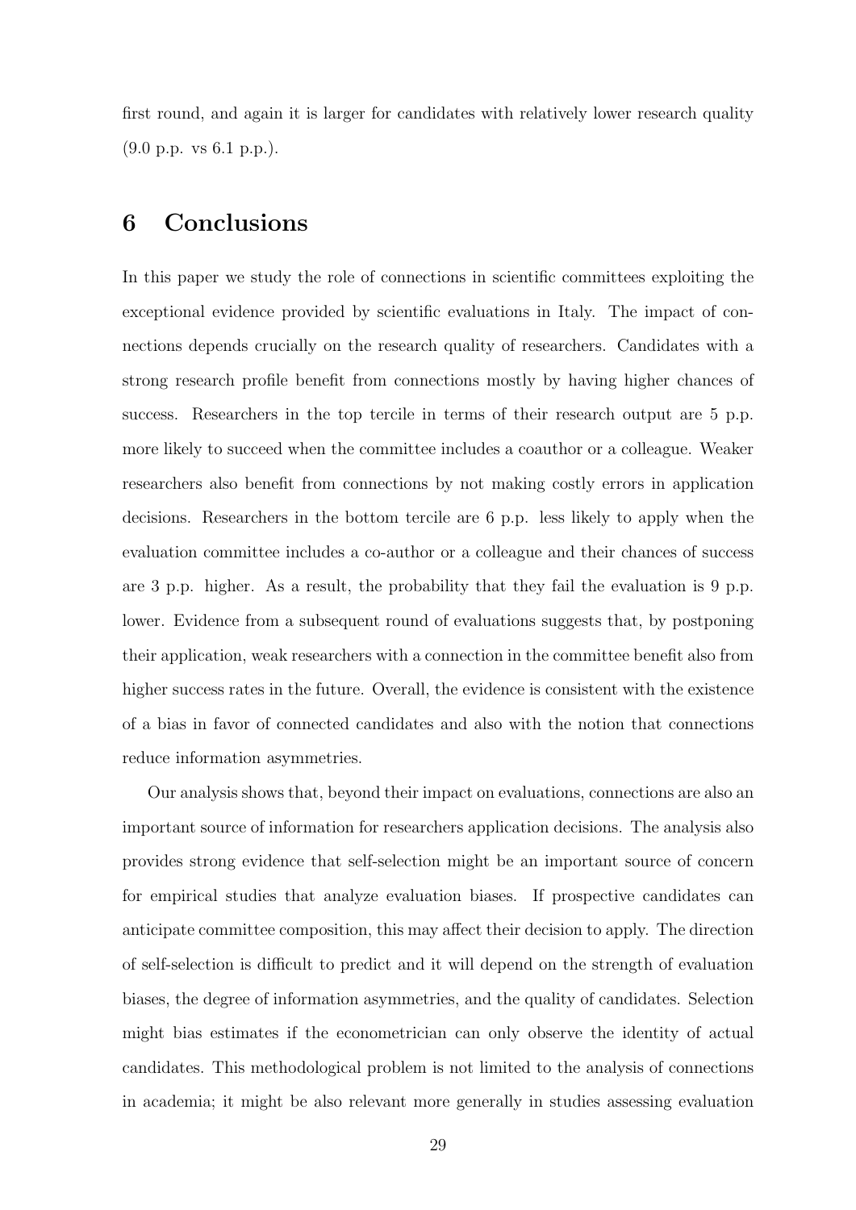first round, and again it is larger for candidates with relatively lower research quality (9.0 p.p. vs 6.1 p.p.).

# 6 Conclusions

In this paper we study the role of connections in scientific committees exploiting the exceptional evidence provided by scientific evaluations in Italy. The impact of connections depends crucially on the research quality of researchers. Candidates with a strong research profile benefit from connections mostly by having higher chances of success. Researchers in the top tercile in terms of their research output are 5 p.p. more likely to succeed when the committee includes a coauthor or a colleague. Weaker researchers also benefit from connections by not making costly errors in application decisions. Researchers in the bottom tercile are 6 p.p. less likely to apply when the evaluation committee includes a co-author or a colleague and their chances of success are 3 p.p. higher. As a result, the probability that they fail the evaluation is 9 p.p. lower. Evidence from a subsequent round of evaluations suggests that, by postponing their application, weak researchers with a connection in the committee benefit also from higher success rates in the future. Overall, the evidence is consistent with the existence of a bias in favor of connected candidates and also with the notion that connections reduce information asymmetries.

Our analysis shows that, beyond their impact on evaluations, connections are also an important source of information for researchers application decisions. The analysis also provides strong evidence that self-selection might be an important source of concern for empirical studies that analyze evaluation biases. If prospective candidates can anticipate committee composition, this may affect their decision to apply. The direction of self-selection is difficult to predict and it will depend on the strength of evaluation biases, the degree of information asymmetries, and the quality of candidates. Selection might bias estimates if the econometrician can only observe the identity of actual candidates. This methodological problem is not limited to the analysis of connections in academia; it might be also relevant more generally in studies assessing evaluation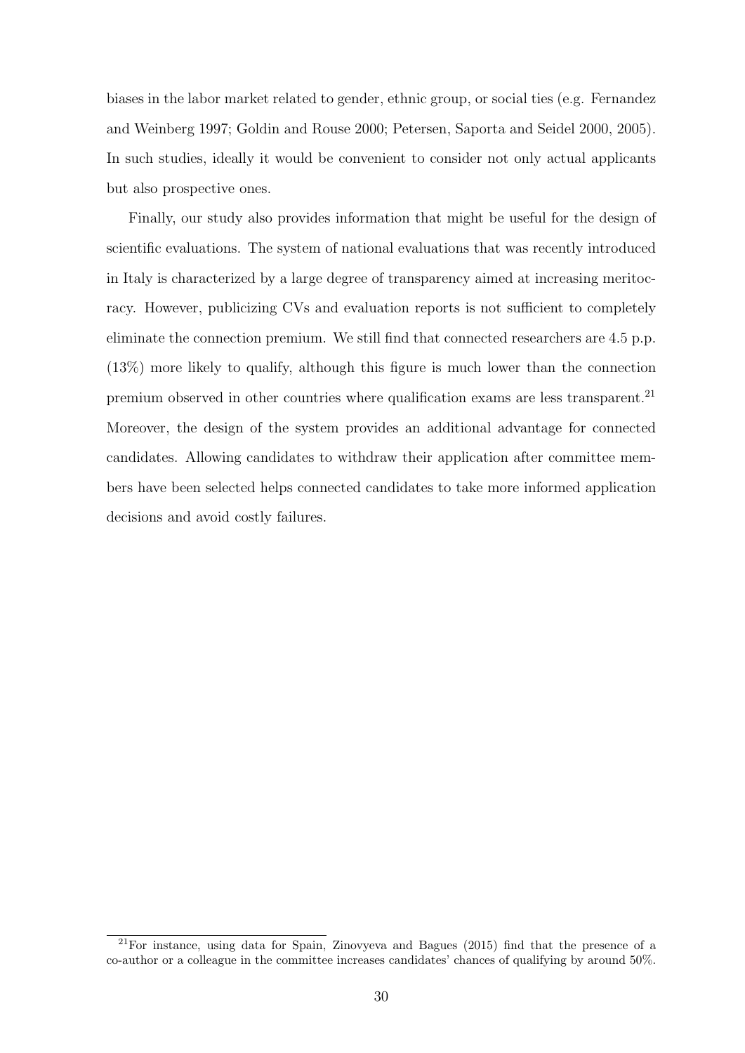biases in the labor market related to gender, ethnic group, or social ties (e.g. Fernandez and Weinberg 1997; Goldin and Rouse 2000; Petersen, Saporta and Seidel 2000, 2005). In such studies, ideally it would be convenient to consider not only actual applicants but also prospective ones.

Finally, our study also provides information that might be useful for the design of scientific evaluations. The system of national evaluations that was recently introduced in Italy is characterized by a large degree of transparency aimed at increasing meritocracy. However, publicizing CVs and evaluation reports is not sufficient to completely eliminate the connection premium. We still find that connected researchers are 4.5 p.p. (13%) more likely to qualify, although this figure is much lower than the connection premium observed in other countries where qualification exams are less transparent.[21] Moreover, the design of the system provides an additional advantage for connected candidates. Allowing candidates to withdraw their application after committee members have been selected helps connected candidates to take more informed application decisions and avoid costly failures.

[21] For instance, using data for Spain, Zinovyeva and Bagues (2015) find that the presence of a co-author or a colleague in the committee increases candidates' chances of qualifying by around 50%.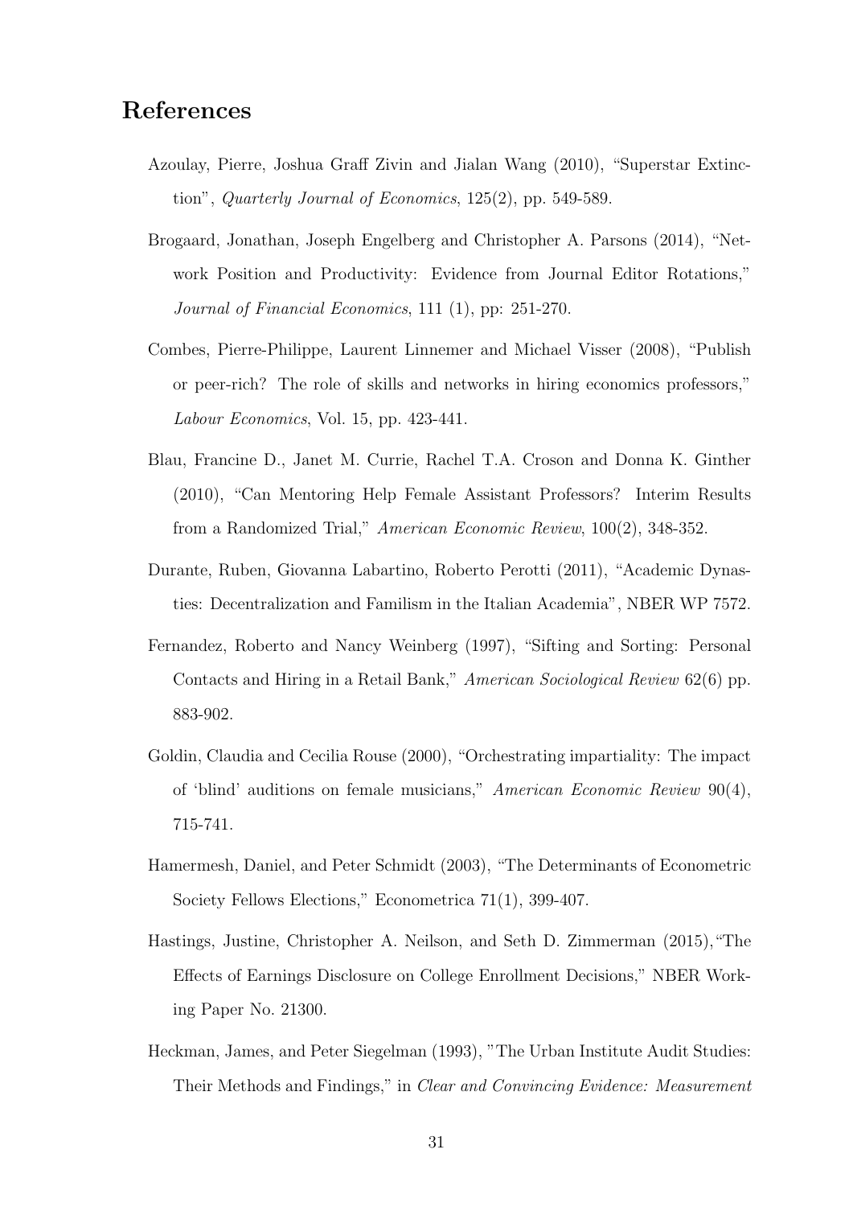# References

Azoulay, Pierre, Joshua Graff Zivin and Jialan Wang (2010), "Superstar Extinction", *Quarterly Journal of Economics*, 125(2), pp. 549-589.

Brogaard, Jonathan, Joseph Engelberg and Christopher A. Parsons (2014), "Network Position and Productivity: Evidence from Journal Editor Rotations," *Journal of Financial Economics*, 111 (1), pp: 251-270.

Combes, Pierre-Philippe, Laurent Linnemer and Michael Visser (2008), "Publish or peer-rich? The role of skills and networks in hiring economics professors," *Labour Economics*, Vol. 15, pp. 423-441.

Blau, Francine D., Janet M. Currie, Rachel T.A. Croson and Donna K. Ginther (2010), "Can Mentoring Help Female Assistant Professors? Interim Results from a Randomized Trial," *American Economic Review*, 100(2), 348-352.

Durante, Ruben, Giovanna Labartino, Roberto Perotti (2011), "Academic Dynasties: Decentralization and Familism in the Italian Academia", NBER WP 7572.

Fernandez, Roberto and Nancy Weinberg (1997), "Sifting and Sorting: Personal Contacts and Hiring in a Retail Bank," *American Sociological Review* 62(6) pp. 883-902.

Goldin, Claudia and Cecilia Rouse (2000), "Orchestrating impartiality: The impact of 'blind' auditions on female musicians," *American Economic Review* 90(4), 715-741.

Hamermesh, Daniel, and Peter Schmidt (2003), "The Determinants of Econometric Society Fellows Elections," Econometrica 71(1), 399-407.

Hastings, Justine, Christopher A. Neilson, and Seth D. Zimmerman (2015),"The Effects of Earnings Disclosure on College Enrollment Decisions," NBER Working Paper No. 21300.

Heckman, James, and Peter Siegelman (1993), "The Urban Institute Audit Studies: Their Methods and Findings," in *Clear and Convincing Evidence: Measurement*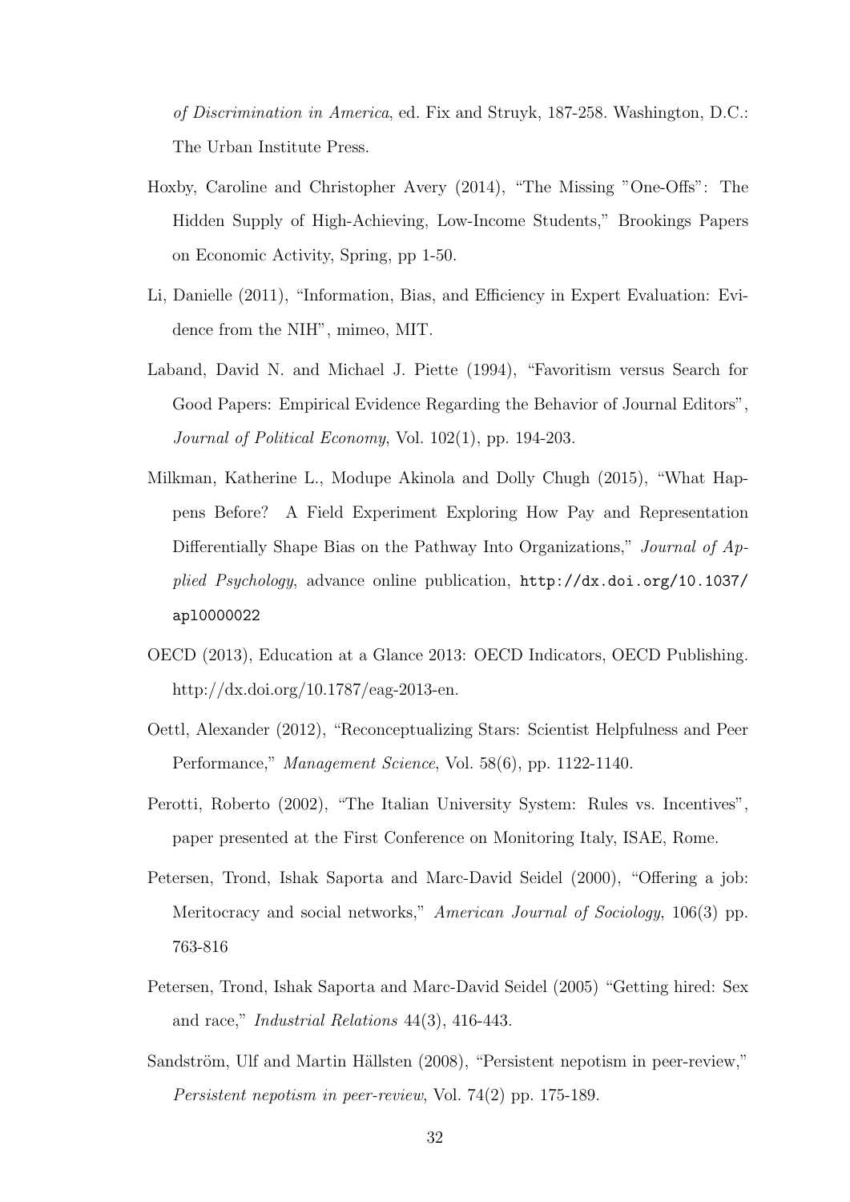*of Discrimination in America*, ed. Fix and Struyk, 187-258. Washington, D.C.: The Urban Institute Press.

Hoxby, Caroline and Christopher Avery (2014), "The Missing "One-Offs": The Hidden Supply of High-Achieving, Low-Income Students," Brookings Papers on Economic Activity, Spring, pp 1-50.

Li, Danielle (2011), "Information, Bias, and Efficiency in Expert Evaluation: Evidence from the NIH", mimeo, MIT.

Laband, David N. and Michael J. Piette (1994), "Favoritism versus Search for Good Papers: Empirical Evidence Regarding the Behavior of Journal Editors", *Journal of Political Economy*, Vol. 102(1), pp. 194-203.

Milkman, Katherine L., Modupe Akinola and Dolly Chugh (2015), "What Happens Before? A Field Experiment Exploring How Pay and Representation Differentially Shape Bias on the Pathway Into Organizations," *Journal of Applied Psychology*, advance online publication, `http://dx.doi.org/10.1037/apl0000022`

OECD (2013), Education at a Glance 2013: OECD Indicators, OECD Publishing. http://dx.doi.org/10.1787/eag-2013-en.

Oettl, Alexander (2012), "Reconceptualizing Stars: Scientist Helpfulness and Peer Performance," *Management Science*, Vol. 58(6), pp. 1122-1140.

Perotti, Roberto (2002), "The Italian University System: Rules vs. Incentives", paper presented at the First Conference on Monitoring Italy, ISAE, Rome.

Petersen, Trond, Ishak Saporta and Marc-David Seidel (2000), "Offering a job: Meritocracy and social networks," *American Journal of Sociology*, 106(3) pp. 763-816

Petersen, Trond, Ishak Saporta and Marc-David Seidel (2005) "Getting hired: Sex and race," *Industrial Relations* 44(3), 416-443.

Sandström, Ulf and Martin Hällsten (2008), "Persistent nepotism in peer-review," *Persistent nepotism in peer-review*, Vol. 74(2) pp. 175-189.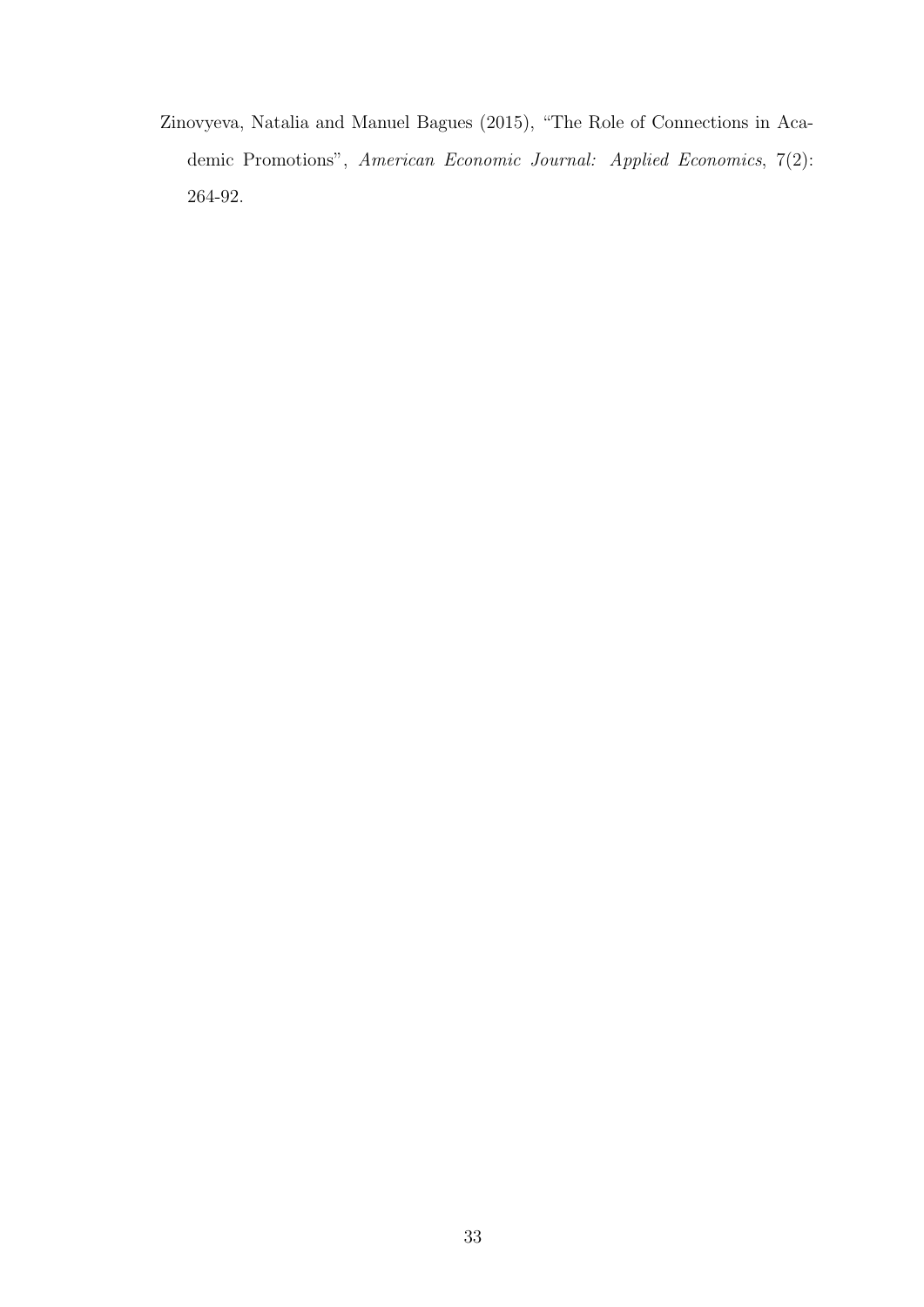Zinovyeva, Natalia and Manuel Bagues (2015), "The Role of Connections in Academic Promotions", *American Economic Journal: Applied Economics*, 7(2): 264-92.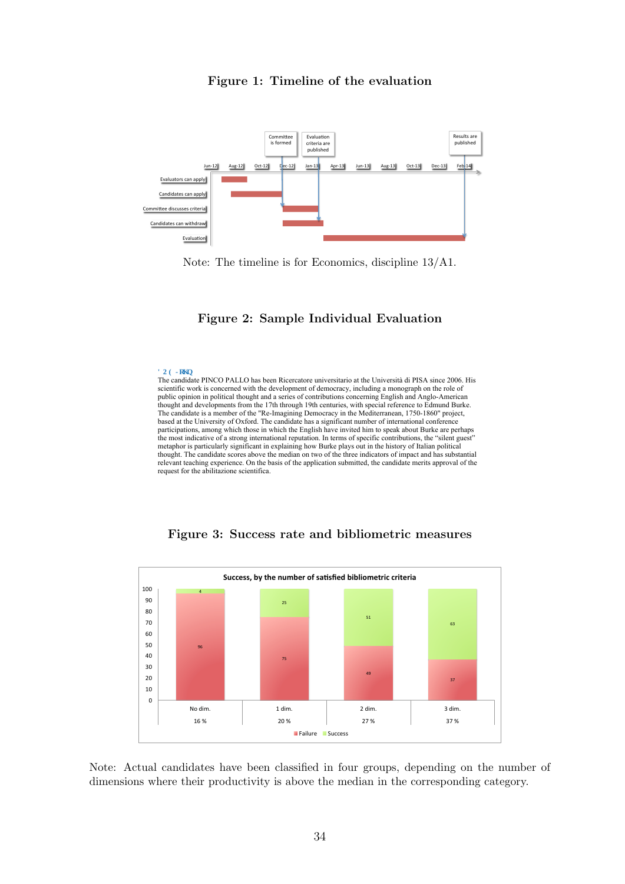## Figure 1: Timeline of the evaluation

Note: The timeline is for Economics, discipline 13/A1.

## Figure 2: Sample Individual Evaluation

The candidate PINCO PALLO has been Ricercatore universitario at the Università di PISA since 2006. His scientific work is concerned with the development of democracy, including a monograph on the role of public opinion in political thought and a series of contributions concerning English and Anglo-American thought and developments from the 17th through 19th centuries, with special reference to Edmund Burke. The candidate is a member of the "Re-Imagining Democracy in the Mediterranean, 1750-1860" project, based at the University of Oxford. The candidate has a significant number of international conference participations, among which those in which the English have invited him to speak about Burke are perhaps the most indicative of a strong international reputation. In terms of specific contributions, the "silent guest" metaphor is particularly significant in explaining how Burke plays out in the history of Italian political thought. The candidate scores above the median on two of the three indicators of impact and has substantial relevant teaching experience. On the basis of the application submitted, the candidate merits approval of the request for the abilitazione scientifica.

## Figure 3: Success rate and bibliometric measures

**Success, by the number of satisfied bibliometric criteria**

| | No dim. | 1 dim. | 2 dim. | 3 dim. |
|---|---|---|---|---|
| Failure | 96 | 75 | 49 | 37 |
| Success | 4 | 25 | 51 | 63 |
| | 16 % | 20 % | 27 % | 37 % |

Note: Actual candidates have been classified in four groups, depending on the number of dimensions where their productivity is above the median in the corresponding category.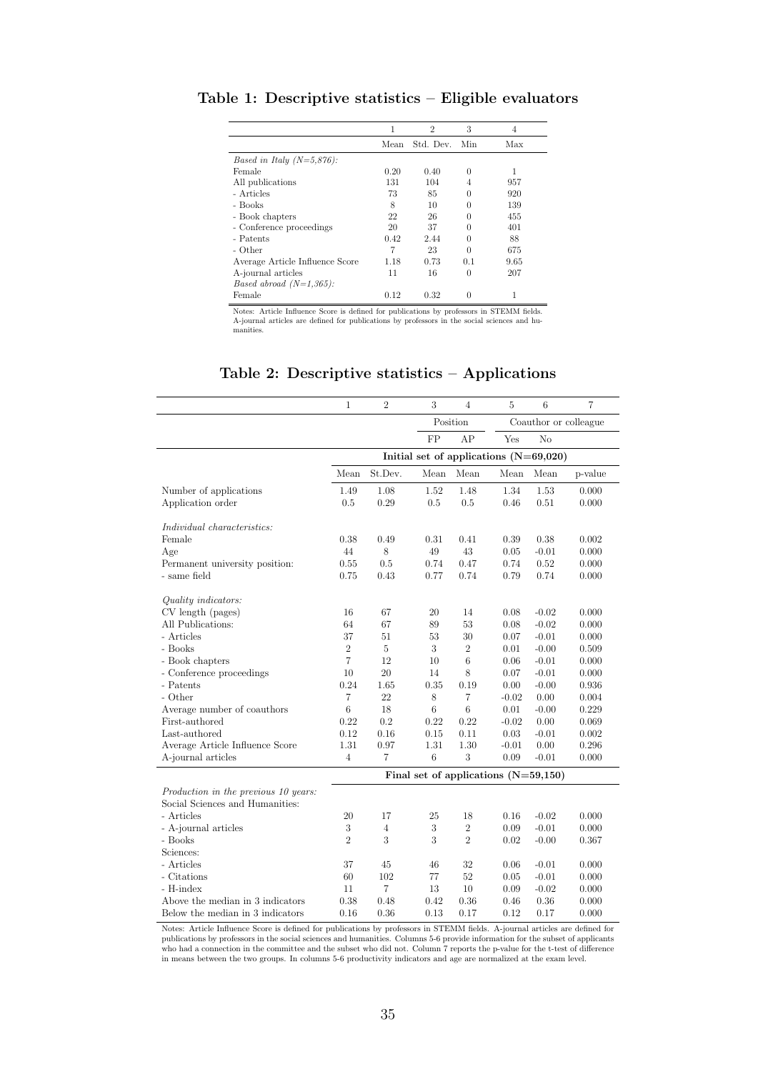# Table 1: Descriptive statistics – Eligible evaluators

| | 1 | 2 | 3 | 4 |
|---|---|---|---|---|
| | Mean | Std. Dev. | Min | Max |
| *Based in Italy (N=5,876):* | | | | |
| Female | 0.20 | 0.40 | 0 | 1 |
| All publications | 131 | 104 | 4 | 957 |
| - Articles | 73 | 85 | 0 | 920 |
| - Books | 8 | 10 | 0 | 139 |
| - Book chapters | 22 | 26 | 0 | 455 |
| - Conference proceedings | 20 | 37 | 0 | 401 |
| - Patents | 0.42 | 2.44 | 0 | 88 |
| - Other | 7 | 23 | 0 | 675 |
| Average Article Influence Score | 1.18 | 0.73 | 0.1 | 9.65 |
| A-journal articles | 11 | 16 | 0 | 207 |
| *Based abroad (N=1,365):* | | | | |
| Female | 0.12 | 0.32 | 0 | 1 |

Notes: Article Influence Score is defined for publications by professors in STEMM fields. A-journal articles are defined for publications by professors in the social sciences and humanities.

# Table 2: Descriptive statistics – Applications

| | 1 | 2 | 3 | 4 | 5 | 6 | 7 |
|---|---|---|---|---|---|---|---|
| | | | Position | | Coauthor or colleague | | |
| | | | FP | AP | Yes | No | |
| | **Initial set of applications (N=69,020)** | | | | | | |
| | Mean | St.Dev. | Mean | Mean | Mean | Mean | p-value |
| Number of applications | 1.49 | 1.08 | 1.52 | 1.48 | 1.34 | 1.53 | 0.000 |
| Application order | 0.5 | 0.29 | 0.5 | 0.5 | 0.46 | 0.51 | 0.000 |
| *Individual characteristics:* | | | | | | | |
| Female | 0.38 | 0.49 | 0.31 | 0.41 | 0.39 | 0.38 | 0.002 |
| Age | 44 | 8 | 49 | 43 | 0.05 | -0.01 | 0.000 |
| Permanent university position: | 0.55 | 0.5 | 0.74 | 0.47 | 0.74 | 0.52 | 0.000 |
| - same field | 0.75 | 0.43 | 0.77 | 0.74 | 0.79 | 0.74 | 0.000 |
| *Quality indicators:* | | | | | | | |
| CV length (pages) | 16 | 67 | 20 | 14 | 0.08 | -0.02 | 0.000 |
| All Publications: | 64 | 67 | 89 | 53 | 0.08 | -0.02 | 0.000 |
| - Articles | 37 | 51 | 53 | 30 | 0.07 | -0.01 | 0.000 |
| - Books | 2 | 5 | 3 | 2 | 0.01 | -0.00 | 0.509 |
| - Book chapters | 7 | 12 | 10 | 6 | 0.06 | -0.01 | 0.000 |
| - Conference proceedings | 10 | 20 | 14 | 8 | 0.07 | -0.01 | 0.000 |
| - Patents | 0.24 | 1.65 | 0.35 | 0.19 | 0.00 | -0.00 | 0.936 |
| - Other | 7 | 22 | 8 | 7 | -0.02 | 0.00 | 0.004 |
| Average number of coauthors | 6 | 18 | 6 | 6 | 0.01 | -0.00 | 0.229 |
| First-authored | 0.22 | 0.2 | 0.22 | 0.22 | -0.02 | 0.00 | 0.069 |
| Last-authored | 0.12 | 0.16 | 0.15 | 0.11 | 0.03 | -0.01 | 0.002 |
| Average Article Influence Score | 1.31 | 0.97 | 1.31 | 1.30 | -0.01 | 0.00 | 0.296 |
| A-journal articles | 4 | 7 | 6 | 3 | 0.09 | -0.01 | 0.000 |
| | **Final set of applications (N=59,150)** | | | | | | |
| *Production in the previous 10 years:* | | | | | | | |
| Social Sciences and Humanities: | | | | | | | |
| - Articles | 20 | 17 | 25 | 18 | 0.16 | -0.02 | 0.000 |
| - A-journal articles | 3 | 4 | 3 | 2 | 0.09 | -0.01 | 0.000 |
| - Books | 2 | 3 | 3 | 2 | 0.02 | -0.00 | 0.367 |
| Sciences: | | | | | | | |
| - Articles | 37 | 45 | 46 | 32 | 0.06 | -0.01 | 0.000 |
| - Citations | 60 | 102 | 77 | 52 | 0.05 | -0.01 | 0.000 |
| - H-index | 11 | 7 | 13 | 10 | 0.09 | -0.02 | 0.000 |
| Above the median in 3 indicators | 0.38 | 0.48 | 0.42 | 0.36 | 0.46 | 0.36 | 0.000 |
| Below the median in 3 indicators | 0.16 | 0.36 | 0.13 | 0.17 | 0.12 | 0.17 | 0.000 |

Notes: Article Influence Score is defined for publications by professors in STEMM fields. A-journal articles are defined for publications by professors in the social sciences and humanities. Columns 5-6 provide information for the subset of applicants who had a connection in the committee and the subset who did not. Column 7 reports the p-value for the t-test of difference in means between the two groups. In columns 5-6 productivity indicators and age are normalized at the exam level.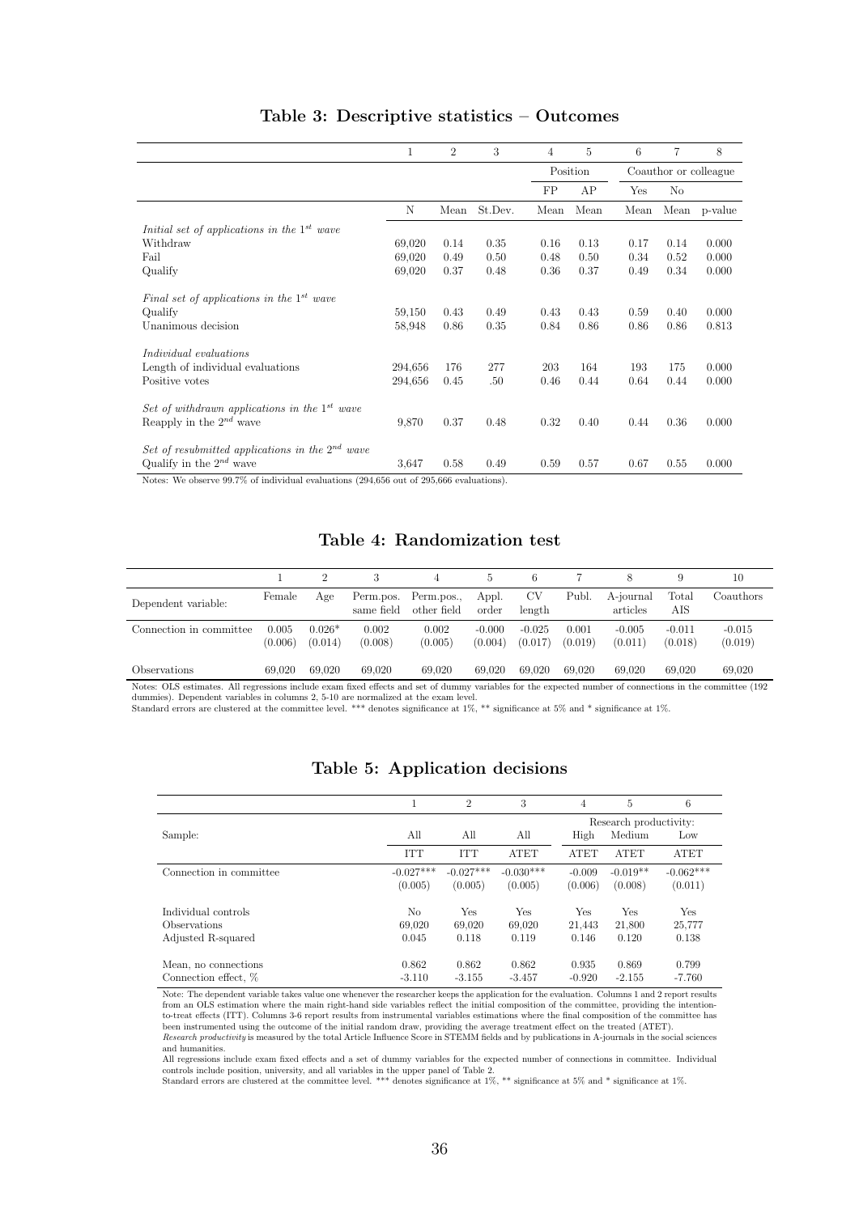## Table 3: Descriptive statistics – Outcomes

| | 1 | 2 | 3 | 4 | 5 | 6 | 7 | 8 |
|---|---|---|---|---|---|---|---|---|
| | | | | Position | | Coauthor or colleague | | |
| | | | | FP | AP | Yes | No | |
| | N | Mean | St.Dev. | Mean | Mean | Mean | Mean | p-value |
| *Initial set of applications in the $1^{st}$ wave* | | | | | | | | |
| Withdraw | 69,020 | 0.14 | 0.35 | 0.16 | 0.13 | 0.17 | 0.14 | 0.000 |
| Fail | 69,020 | 0.49 | 0.50 | 0.48 | 0.50 | 0.34 | 0.52 | 0.000 |
| Qualify | 69,020 | 0.37 | 0.48 | 0.36 | 0.37 | 0.49 | 0.34 | 0.000 |
| *Final set of applications in the $1^{st}$ wave* | | | | | | | | |
| Qualify | 59,150 | 0.43 | 0.49 | 0.43 | 0.43 | 0.59 | 0.40 | 0.000 |
| Unanimous decision | 58,948 | 0.86 | 0.35 | 0.84 | 0.86 | 0.86 | 0.86 | 0.813 |
| *Individual evaluations* | | | | | | | | |
| Length of individual evaluations | 294,656 | 176 | 277 | 203 | 164 | 193 | 175 | 0.000 |
| Positive votes | 294,656 | 0.45 | .50 | 0.46 | 0.44 | 0.64 | 0.44 | 0.000 |
| *Set of withdrawn applications in the $1^{st}$ wave* | | | | | | | | |
| Reapply in the $2^{nd}$ wave | 9,870 | 0.37 | 0.48 | 0.32 | 0.40 | 0.44 | 0.36 | 0.000 |
| *Set of resubmitted applications in the $2^{nd}$ wave* | | | | | | | | |
| Qualify in the $2^{nd}$ wave | 3,647 | 0.58 | 0.49 | 0.59 | 0.57 | 0.67 | 0.55 | 0.000 |

Notes: We observe 99.7% of individual evaluations (294,656 out of 295,666 evaluations).

## Table 4: Randomization test

| | 1 | 2 | 3 | 4 | 5 | 6 | 7 | 8 | 9 | 10 |
|---|---|---|---|---|---|---|---|---|---|---|
| Dependent variable: | Female | Age | Perm.pos. same field | Perm.pos., other field | Appl. order | CV length | Publ. | A-journal articles | Total AIS | Coauthors |
| Connection in committee | 0.005 | 0.026* | 0.002 | 0.002 | -0.000 | -0.025 | 0.001 | -0.005 | -0.011 | -0.015 |
| | (0.006) | (0.014) | (0.008) | (0.005) | (0.004) | (0.017) | (0.019) | (0.011) | (0.018) | (0.019) |
| Observations | 69,020 | 69,020 | 69,020 | 69,020 | 69,020 | 69,020 | 69,020 | 69,020 | 69,020 | 69,020 |

Notes: OLS estimates. All regressions include exam fixed effects and set of dummy variables for the expected number of connections in the committee (192 dummies). Dependent variables in columns 2, 5-10 are normalized at the exam level.
Standard errors are clustered at the committee level. *** denotes significance at 1%, ** significance at 5% and * significance at 1%.

## Table 5: Application decisions

| | 1 | 2 | 3 | 4 | 5 | 6 |
|---|---|---|---|---|---|---|
| | | | | Research productivity: | | |
| Sample: | All | All | All | High | Medium | Low |
| | ITT | ITT | ATET | ATET | ATET | ATET |
| Connection in committee | -0.027*** | -0.027*** | -0.030*** | -0.009 | -0.019** | -0.062*** |
| | (0.005) | (0.005) | (0.005) | (0.006) | (0.008) | (0.011) |
| Individual controls | No | Yes | Yes | Yes | Yes | Yes |
| Observations | 69,020 | 69,020 | 69,020 | 21,443 | 21,800 | 25,777 |
| Adjusted R-squared | 0.045 | 0.118 | 0.119 | 0.146 | 0.120 | 0.138 |
| Mean, no connections | 0.862 | 0.862 | 0.862 | 0.935 | 0.869 | 0.799 |
| Connection effect, % | -3.110 | -3.155 | -3.457 | -0.920 | -2.155 | -7.760 |

Note: The dependent variable takes value one whenever the researcher keeps the application for the evaluation. Columns 1 and 2 report results from an OLS estimation where the main right-hand side variables reflect the initial composition of the committee, providing the intention-to-treat effects (ITT). Columns 3-6 report results from instrumental variables estimations where the final composition of the committee has been instrumented using the outcome of the initial random draw, providing the average treatment effect on the treated (ATET).
*Research productivity* is measured by the total Article Influence Score in STEMM fields and by publications in A-journals in the social sciences and humanities.
All regressions include exam fixed effects and a set of dummy variables for the expected number of connections in committee. Individual controls include position, university, and all variables in the upper panel of Table 2.
Standard errors are clustered at the committee level. *** denotes significance at 1%, ** significance at 5% and * significance at 1%.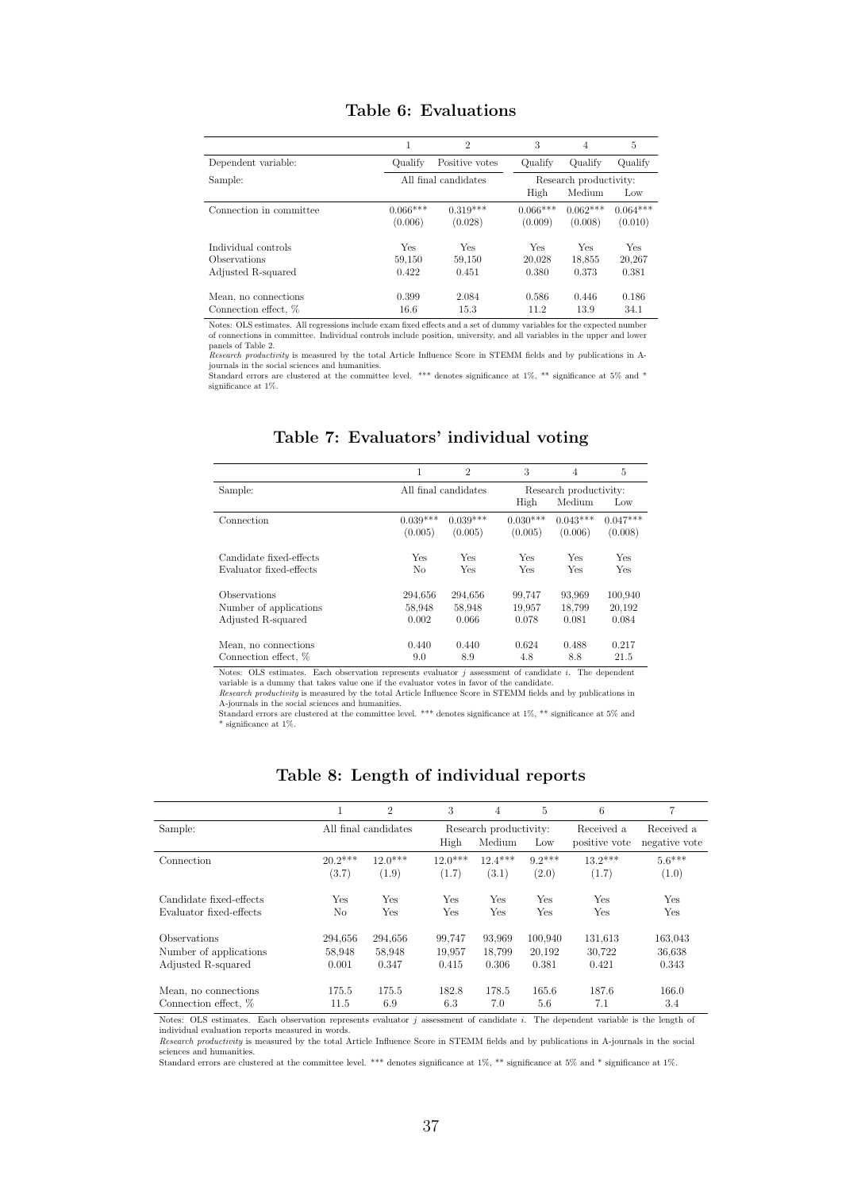## Table 6: Evaluations

| | 1 | 2 | 3 | 4 | 5 |
|---|---|---|---|---|---|
| Dependent variable: | Qualify | Positive votes | Qualify | Qualify | Qualify |
| Sample: | All final candidates | | Research productivity: | | |
| | | | High | Medium | Low |
| Connection in committee | 0.066*** | 0.319*** | 0.066*** | 0.062*** | 0.064*** |
| | (0.006) | (0.028) | (0.009) | (0.008) | (0.010) |
| Individual controls | Yes | Yes | Yes | Yes | Yes |
| Observations | 59,150 | 59,150 | 20,028 | 18,855 | 20,267 |
| Adjusted R-squared | 0.422 | 0.451 | 0.380 | 0.373 | 0.381 |
| Mean, no connections | 0.399 | 2.084 | 0.586 | 0.446 | 0.186 |
| Connection effect, % | 16.6 | 15.3 | 11.2 | 13.9 | 34.1 |

Notes: OLS estimates. All regressions include exam fixed effects and a set of dummy variables for the expected number of connections in committee. Individual controls include position, university, and all variables in the upper and lower panels of Table 2.
*Research productivity* is measured by the total Article Influence Score in STEMM fields and by publications in A-journals in the social sciences and humanities.
Standard errors are clustered at the committee level. *** denotes significance at 1%, ** significance at 5% and * significance at 1%.

## Table 7: Evaluators' individual voting

| | 1 | 2 | 3 | 4 | 5 |
|---|---|---|---|---|---|
| Sample: | All final candidates | | Research productivity: | | |
| | | | High | Medium | Low |
| Connection | 0.039*** | 0.039*** | 0.030*** | 0.043*** | 0.047*** |
| | (0.005) | (0.005) | (0.005) | (0.006) | (0.008) |
| Candidate fixed-effects | Yes | Yes | Yes | Yes | Yes |
| Evaluator fixed-effects | No | Yes | Yes | Yes | Yes |
| Observations | 294,656 | 294,656 | 99,747 | 93,969 | 100,940 |
| Number of applications | 58,948 | 58,948 | 19,957 | 18,799 | 20,192 |
| Adjusted R-squared | 0.002 | 0.066 | 0.078 | 0.081 | 0.084 |
| Mean, no connections | 0.440 | 0.440 | 0.624 | 0.488 | 0.217 |
| Connection effect, % | 9.0 | 8.9 | 4.8 | 8.8 | 21.5 |

Notes: OLS estimates. Each observation represents evaluator $j$ assessment of candidate $i$. The dependent variable is a dummy that takes value one if the evaluator votes in favor of the candidate.
*Research productivity* is measured by the total Article Influence Score in STEMM fields and by publications in A-journals in the social sciences and humanities.
Standard errors are clustered at the committee level. *** denotes significance at 1%, ** significance at 5% and * significance at 1%.

## Table 8: Length of individual reports

| | 1 | 2 | 3 | 4 | 5 | 6 | 7 |
|---|---|---|---|---|---|---|---|
| Sample: | All final candidates | | Research productivity: | | | Received a positive vote | Received a negative vote |
| | | | High | Medium | Low | | |
| Connection | 20.2*** | 12.0*** | 12.0*** | 12.4*** | 9.2*** | 13.2*** | 5.6*** |
| | (3.7) | (1.9) | (1.7) | (3.1) | (2.0) | (1.7) | (1.0) |
| Candidate fixed-effects | Yes | Yes | Yes | Yes | Yes | Yes | Yes |
| Evaluator fixed-effects | No | Yes | Yes | Yes | Yes | Yes | Yes |
| Observations | 294,656 | 294,656 | 99,747 | 93,969 | 100,940 | 131,613 | 163,043 |
| Number of applications | 58,948 | 58,948 | 19,957 | 18,799 | 20,192 | 30,722 | 36,638 |
| Adjusted R-squared | 0.001 | 0.347 | 0.415 | 0.306 | 0.381 | 0.421 | 0.343 |
| Mean, no connections | 175.5 | 175.5 | 182.8 | 178.5 | 165.6 | 187.6 | 166.0 |
| Connection effect, % | 11.5 | 6.9 | 6.3 | 7.0 | 5.6 | 7.1 | 3.4 |

Notes: OLS estimates. Each observation represents evaluator $j$ assessment of candidate $i$. The dependent variable is the length of individual evaluation reports measured in words.
*Research productivity* is measured by the total Article Influence Score in STEMM fields and by publications in A-journals in the social sciences and humanities.
Standard errors are clustered at the committee level. *** denotes significance at 1%, ** significance at 5% and * significance at 1%.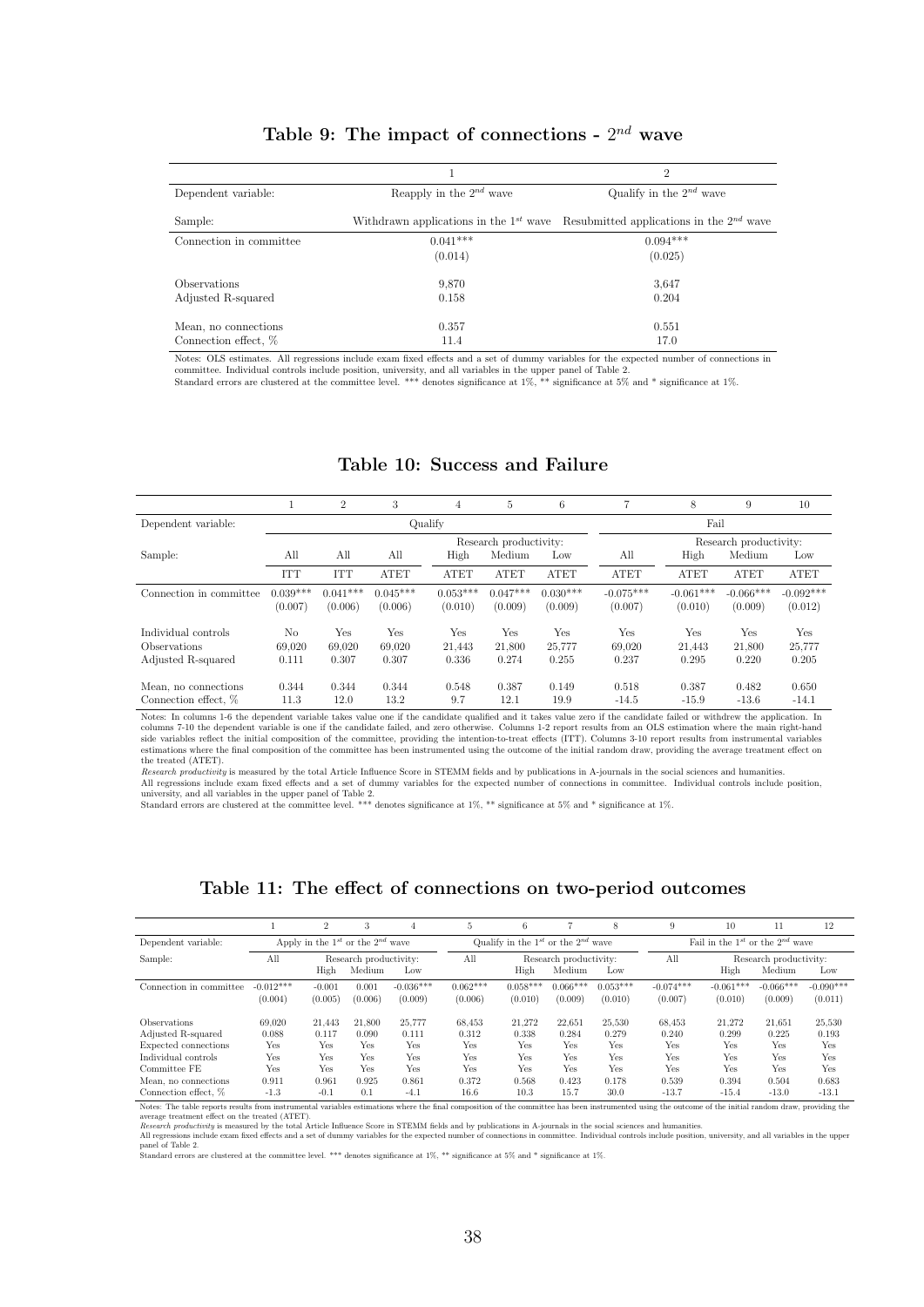## Table 9: The impact of connections - $2^{nd}$ wave

| | 1 | 2 |
|---|---|---|
| Dependent variable: | Reapply in the $2^{nd}$ wave | Qualify in the $2^{nd}$ wave |
| Sample: | Withdrawn applications in the $1^{st}$ wave | Resubmitted applications in the $2^{nd}$ wave |
| Connection in committee | 0.041*** | 0.094*** |
| | (0.014) | (0.025) |
| Observations | 9,870 | 3,647 |
| Adjusted R-squared | 0.158 | 0.204 |
| Mean, no connections | 0.357 | 0.551 |
| Connection effect, % | 11.4 | 17.0 |

Notes: OLS estimates. All regressions include exam fixed effects and a set of dummy variables for the expected number of connections in committee. Individual controls include position, university, and all variables in the upper panel of Table 2.
Standard errors are clustered at the committee level. *** denotes significance at 1%, ** significance at 5% and * significance at 1%.

## Table 10: Success and Failure

| | 1 | 2 | 3 | 4 | 5 | 6 | 7 | 8 | 9 | 10 |
|---|---|---|---|---|---|---|---|---|---|---|
| Dependent variable: | Qualify | | | | | | Fail | | | |
| | | | | Research productivity: | | | | Research productivity: | | |
| Sample: | All | All | All | High | Medium | Low | All | High | Medium | Low |
| | ITT | ITT | ATET | ATET | ATET | ATET | ATET | ATET | ATET | ATET |
| Connection in committee | 0.039*** | 0.041*** | 0.045*** | 0.053*** | 0.047*** | 0.030*** | -0.075*** | -0.061*** | -0.066*** | -0.092*** |
| | (0.007) | (0.006) | (0.006) | (0.010) | (0.009) | (0.009) | (0.007) | (0.010) | (0.009) | (0.012) |
| Individual controls | No | Yes | Yes | Yes | Yes | Yes | Yes | Yes | Yes | Yes |
| Observations | 69,020 | 69,020 | 69,020 | 21,443 | 21,800 | 25,777 | 69,020 | 21,443 | 21,800 | 25,777 |
| Adjusted R-squared | 0.111 | 0.307 | 0.307 | 0.336 | 0.274 | 0.255 | 0.237 | 0.295 | 0.220 | 0.205 |
| Mean, no connections | 0.344 | 0.344 | 0.344 | 0.548 | 0.387 | 0.149 | 0.518 | 0.387 | 0.482 | 0.650 |
| Connection effect, % | 11.3 | 12.0 | 13.2 | 9.7 | 12.1 | 19.9 | -14.5 | -15.9 | -13.6 | -14.1 |

Notes: In columns 1-6 the dependent variable takes value one if the candidate qualified and it takes value zero if the candidate failed or withdrew the application. In columns 7-10 the dependent variable is one if the candidate failed, and zero otherwise. Columns 1-2 report results from an OLS estimation where the main right-hand side variables reflect the initial composition of the committee, providing the intention-to-treat effects (ITT). Columns 3-10 report results from instrumental variables estimations where the final composition of the committee has been instrumented using the outcome of the initial random draw, providing the average treatment effect on the treated (ATET).
*Research productivity* is measured by the total Article Influence Score in STEMM fields and by publications in A-journals in the social sciences and humanities.
All regressions include exam fixed effects and a set of dummy variables for the expected number of connections in committee. Individual controls include position, university, and all variables in the upper panel of Table 2.
Standard errors are clustered at the committee level. *** denotes significance at 1%, ** significance at 5% and * significance at 1%.

## Table 11: The effect of connections on two-period outcomes

| | 1 | 2 | 3 | 4 | 5 | 6 | 7 | 8 | 9 | 10 | 11 | 12 |
|---|---|---|---|---|---|---|---|---|---|---|---|---|
| Dependent variable: | Apply in the $1^{st}$ or the $2^{nd}$ wave | | | | Qualify in the $1^{st}$ or the $2^{nd}$ wave | | | | Fail in the $1^{st}$ or the $2^{nd}$ wave | | | |
| Sample: | All | Research productivity: | | | All | Research productivity: | | | All | Research productivity: | | |
| | | High | Medium | Low | | High | Medium | Low | | High | Medium | Low |
| Connection in committee | -0.012*** | -0.001 | 0.001 | -0.036*** | 0.062*** | 0.058*** | 0.066*** | 0.053*** | -0.074*** | -0.061*** | -0.066*** | -0.090*** |
| | (0.004) | (0.005) | (0.006) | (0.009) | (0.006) | (0.010) | (0.009) | (0.010) | (0.007) | (0.010) | (0.009) | (0.011) |
| Observations | 69,020 | 21,443 | 21,800 | 25,777 | 68,453 | 21,272 | 22,651 | 25,530 | 68,453 | 21,272 | 21,651 | 25,530 |
| Adjusted R-squared | 0.088 | 0.117 | 0.090 | 0.111 | 0.312 | 0.338 | 0.284 | 0.279 | 0.240 | 0.299 | 0.225 | 0.193 |
| Expected connections | Yes | Yes | Yes | Yes | Yes | Yes | Yes | Yes | Yes | Yes | Yes | Yes |
| Individual controls | Yes | Yes | Yes | Yes | Yes | Yes | Yes | Yes | Yes | Yes | Yes | Yes |
| Committee FE | Yes | Yes | Yes | Yes | Yes | Yes | Yes | Yes | Yes | Yes | Yes | Yes |
| Mean, no connections | 0.911 | 0.961 | 0.925 | 0.861 | 0.372 | 0.568 | 0.423 | 0.178 | 0.539 | 0.394 | 0.504 | 0.683 |
| Connection effect, % | -1.3 | -0.1 | 0.1 | -4.1 | 16.6 | 10.3 | 15.7 | 30.0 | -13.7 | -15.4 | -13.0 | -13.1 |

Notes: The table reports results from instrumental variables estimations where the final composition of the committee has been instrumented using the outcome of the initial random draw, providing the average treatment effect on the treated (ATET).
*Research productivity* is measured by the total Article Influence Score in STEMM fields and by publications in A-journals in the social sciences and humanities.
All regressions include exam fixed effects and a set of dummy variables for the expected number of connections in committee. Individual controls include position, university, and all variables in the upper panel of Table 2.
Standard errors are clustered at the committee level. *** denotes significance at 1%, ** significance at 5% and * significance at 1%.